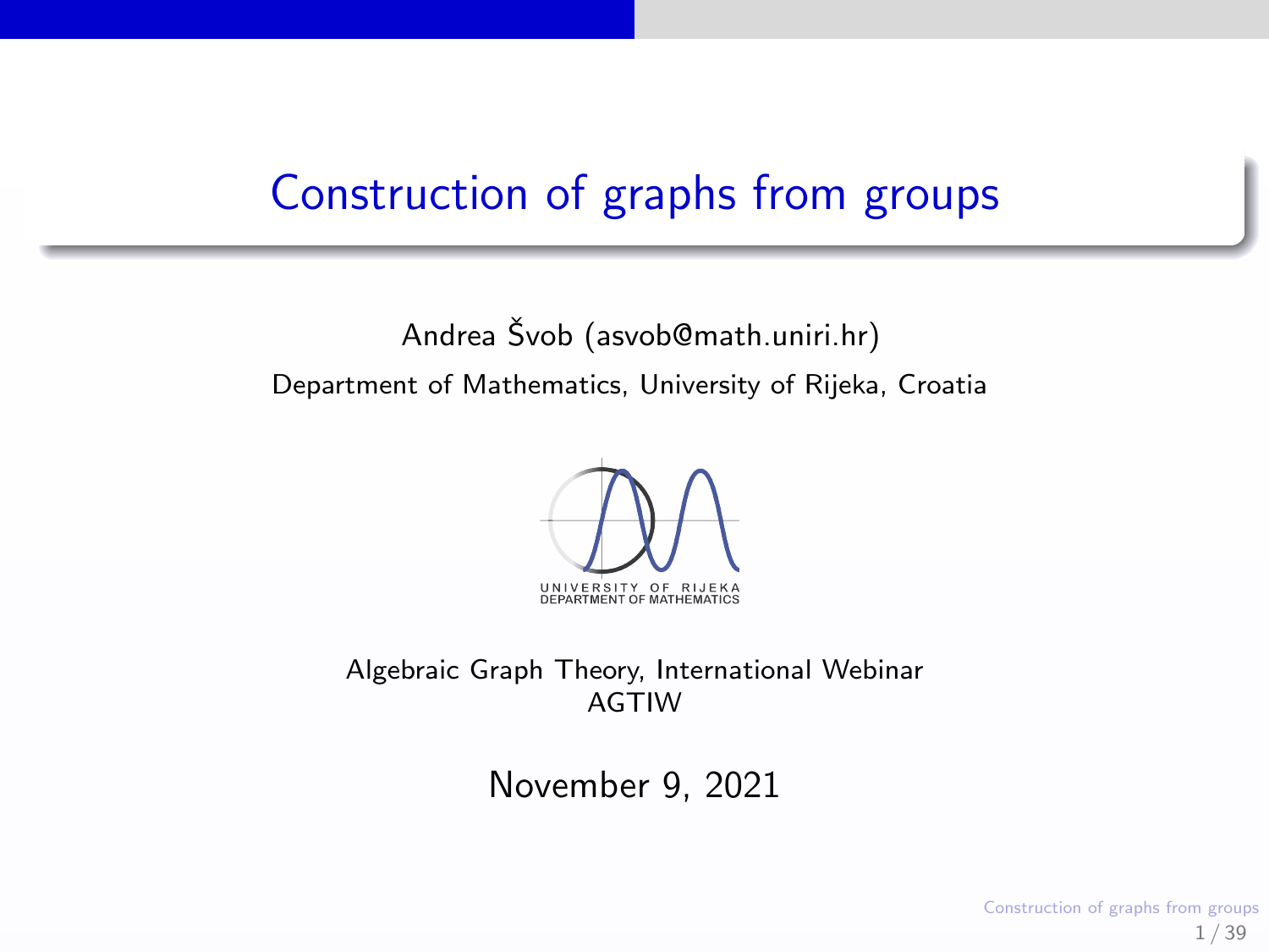# Construction of graphs from groups

Andrea Švob (asvob@math.uniri.hr)

Department of Mathematics, University of Rijeka, Croatia

UNIVERSITY OF RIJEKA
DEPARTMENT OF MATHEMATICS

Algebraic Graph Theory, International Webinar
AGTIW

November 9, 2021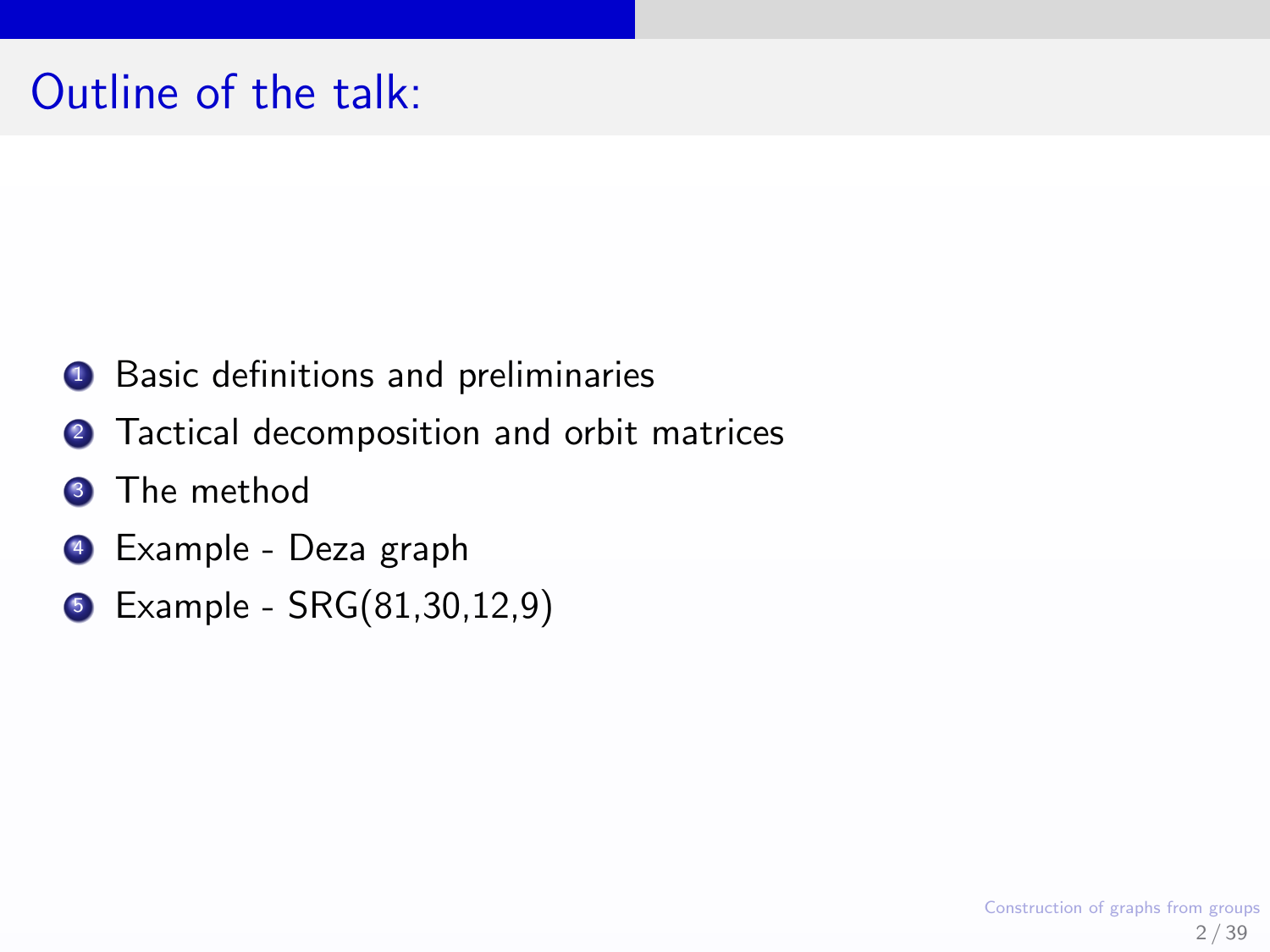# Outline of the talk:

1. Basic definitions and preliminaries
2. Tactical decomposition and orbit matrices
3. The method
4. Example - Deza graph
5. Example - SRG(81,30,12,9)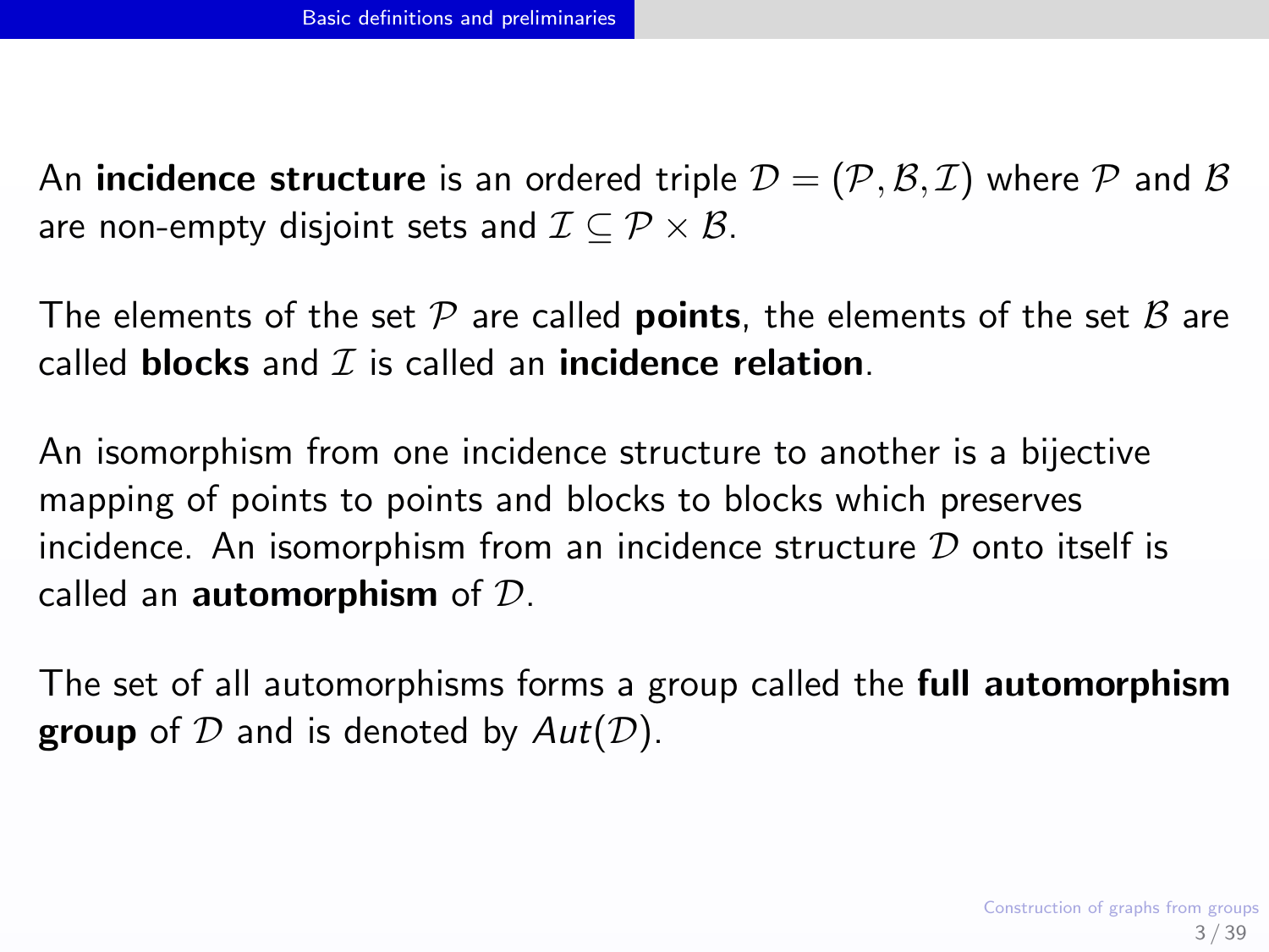An **incidence structure** is an ordered triple $\mathcal{D} = (\mathcal{P}, \mathcal{B}, \mathcal{I})$ where $\mathcal{P}$ and $\mathcal{B}$ are non-empty disjoint sets and $\mathcal{I} \subseteq \mathcal{P} \times \mathcal{B}$.

The elements of the set $\mathcal{P}$ are called **points**, the elements of the set $\mathcal{B}$ are called **blocks** and $\mathcal{I}$ is called an **incidence relation**.

An isomorphism from one incidence structure to another is a bijective mapping of points to points and blocks to blocks which preserves incidence. An isomorphism from an incidence structure $\mathcal{D}$ onto itself is called an **automorphism** of $\mathcal{D}$.

The set of all automorphisms forms a group called the **full automorphism group** of $\mathcal{D}$ and is denoted by $Aut(\mathcal{D})$.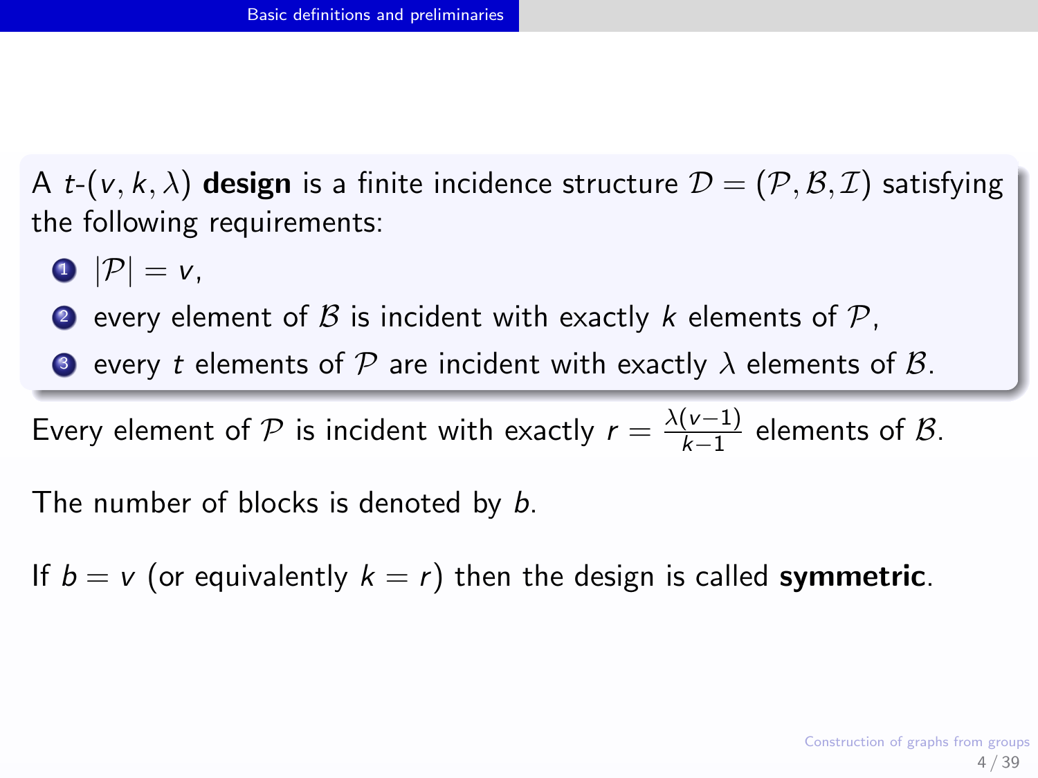A $t$-$(v, k, \lambda)$ **design** is a finite incidence structure $\mathcal{D} = (\mathcal{P}, \mathcal{B}, \mathcal{I})$ satisfying the following requirements:

1. $|\mathcal{P}| = v$,
2. every element of $\mathcal{B}$ is incident with exactly $k$ elements of $\mathcal{P}$,
3. every $t$ elements of $\mathcal{P}$ are incident with exactly $\lambda$ elements of $\mathcal{B}$.

Every element of $\mathcal{P}$ is incident with exactly $r = \frac{\lambda(v-1)}{k-1}$ elements of $\mathcal{B}$.

The number of blocks is denoted by $b$.

If $b = v$ (or equivalently $k = r$) then the design is called **symmetric**.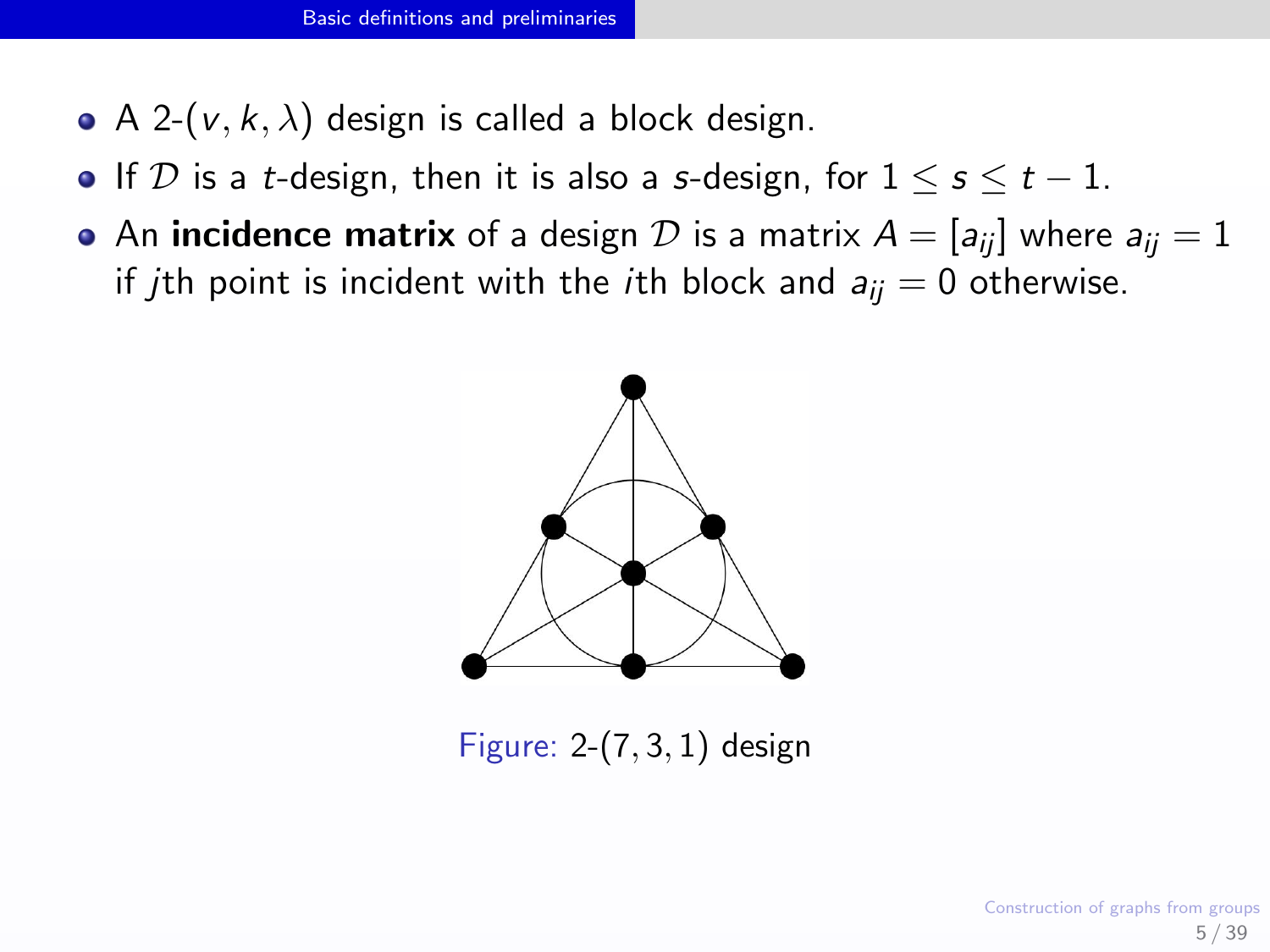- A 2-$(v, k, \lambda)$ design is called a block design.
- If $\mathcal{D}$ is a $t$-design, then it is also a $s$-design, for $1 \leq s \leq t-1$.
- An **incidence matrix** of a design $\mathcal{D}$ is a matrix $A = [a_{ij}]$ where $a_{ij} = 1$ if $j$th point is incident with the $i$th block and $a_{ij} = 0$ otherwise.

Figure: 2-$(7, 3, 1)$ design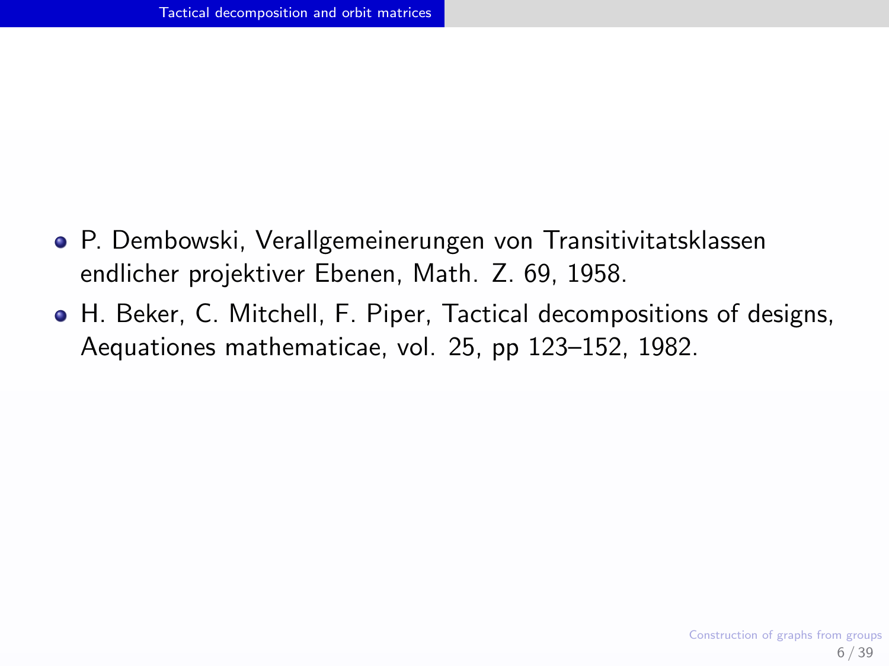- P. Dembowski, Verallgemeinerungen von Transitivitatsklassen endlicher projektiver Ebenen, Math. Z. 69, 1958.
- H. Beker, C. Mitchell, F. Piper, Tactical decompositions of designs, Aequationes mathematicae, vol. 25, pp 123–152, 1982.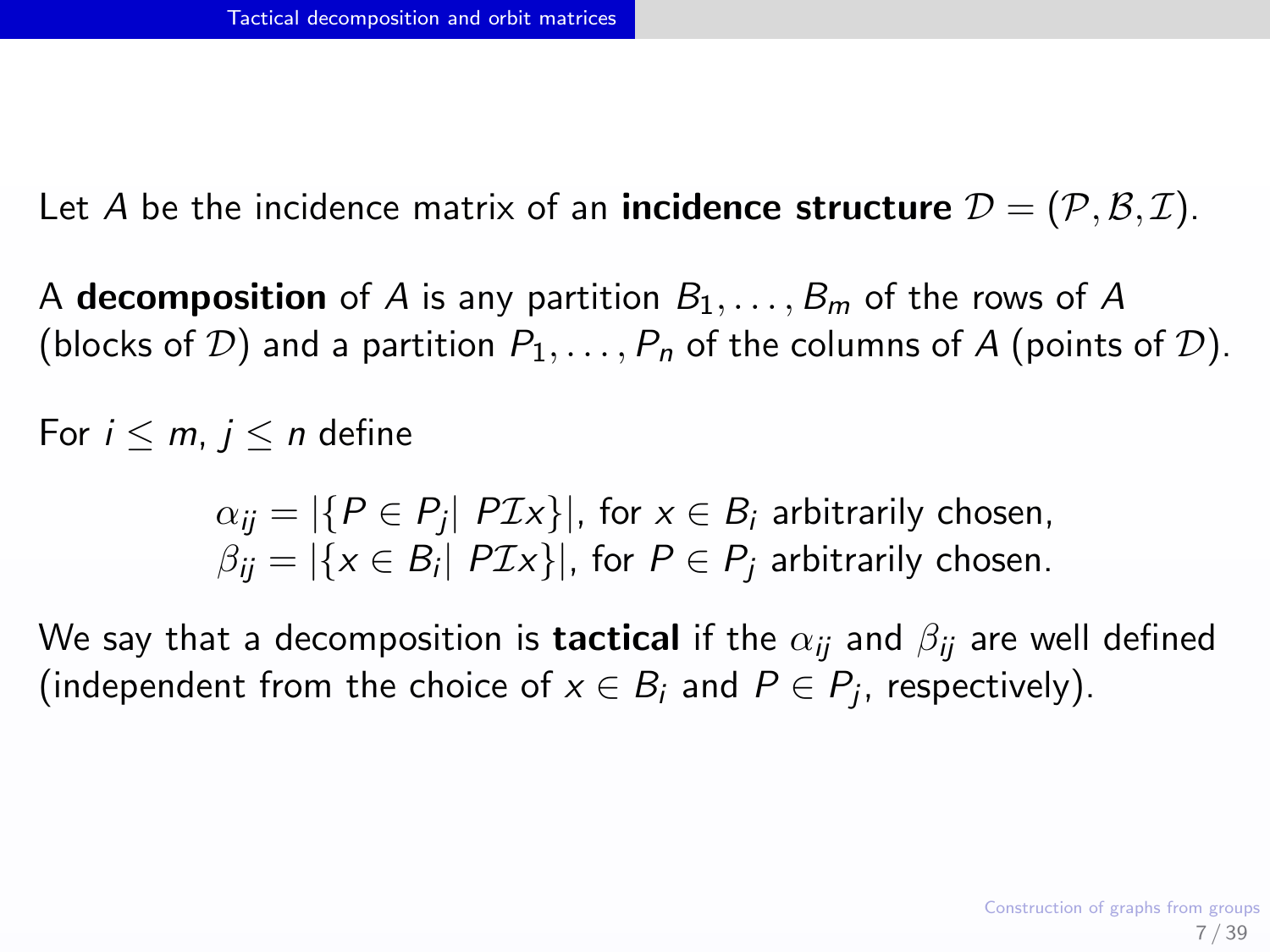Let $A$ be the incidence matrix of an **incidence structure** $\mathcal{D} = (\mathcal{P}, \mathcal{B}, \mathcal{I})$.

A **decomposition** of $A$ is any partition $B_1, \ldots, B_m$ of the rows of $A$ (blocks of $\mathcal{D}$) and a partition $P_1, \ldots, P_n$ of the columns of $A$ (points of $\mathcal{D}$).

For $i \leq m$, $j \leq n$ define

$$\alpha_{ij} = |\{P \in P_j | \ P\mathcal{I}x\}|, \text{ for } x \in B_i \text{ arbitrarily chosen,}$$
$$\beta_{ij} = |\{x \in B_i | \ P\mathcal{I}x\}|, \text{ for } P \in P_j \text{ arbitrarily chosen.}$$

We say that a decomposition is **tactical** if the $\alpha_{ij}$ and $\beta_{ij}$ are well defined (independent from the choice of $x \in B_i$ and $P \in P_j$, respectively).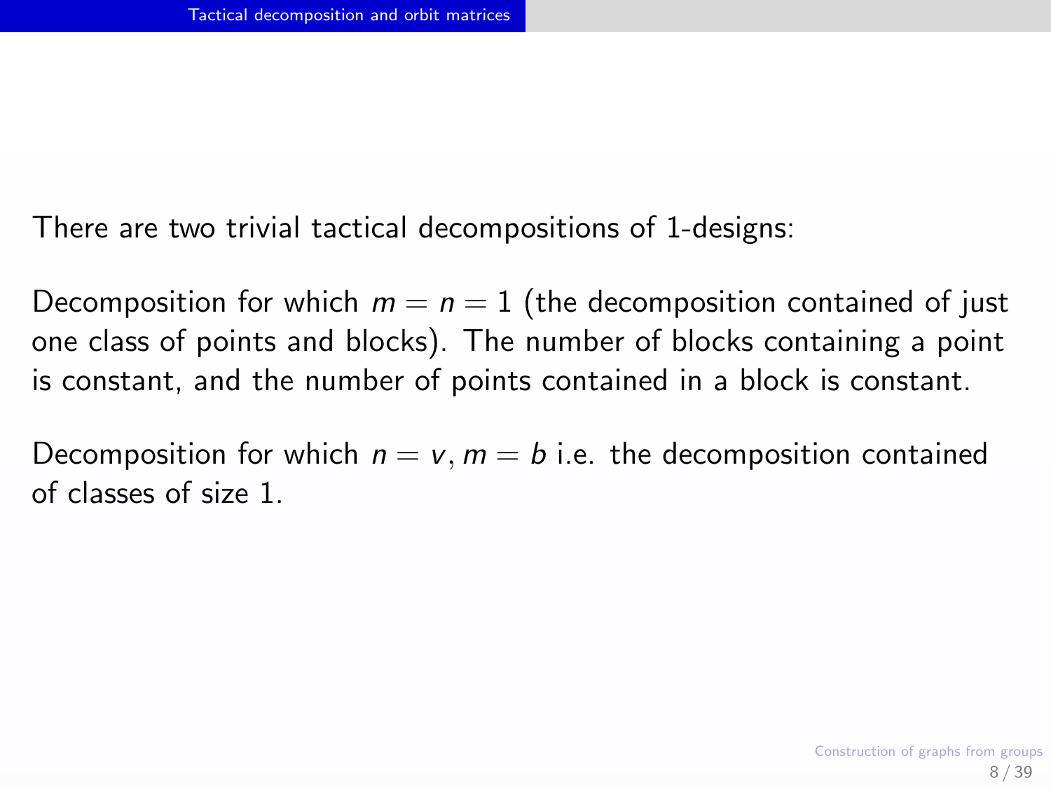There are two trivial tactical decompositions of 1-designs:

Decomposition for which $m = n = 1$ (the decomposition contained of just one class of points and blocks). The number of blocks containing a point is constant, and the number of points contained in a block is constant.

Decomposition for which $n = v, m = b$ i.e. the decomposition contained of classes of size 1.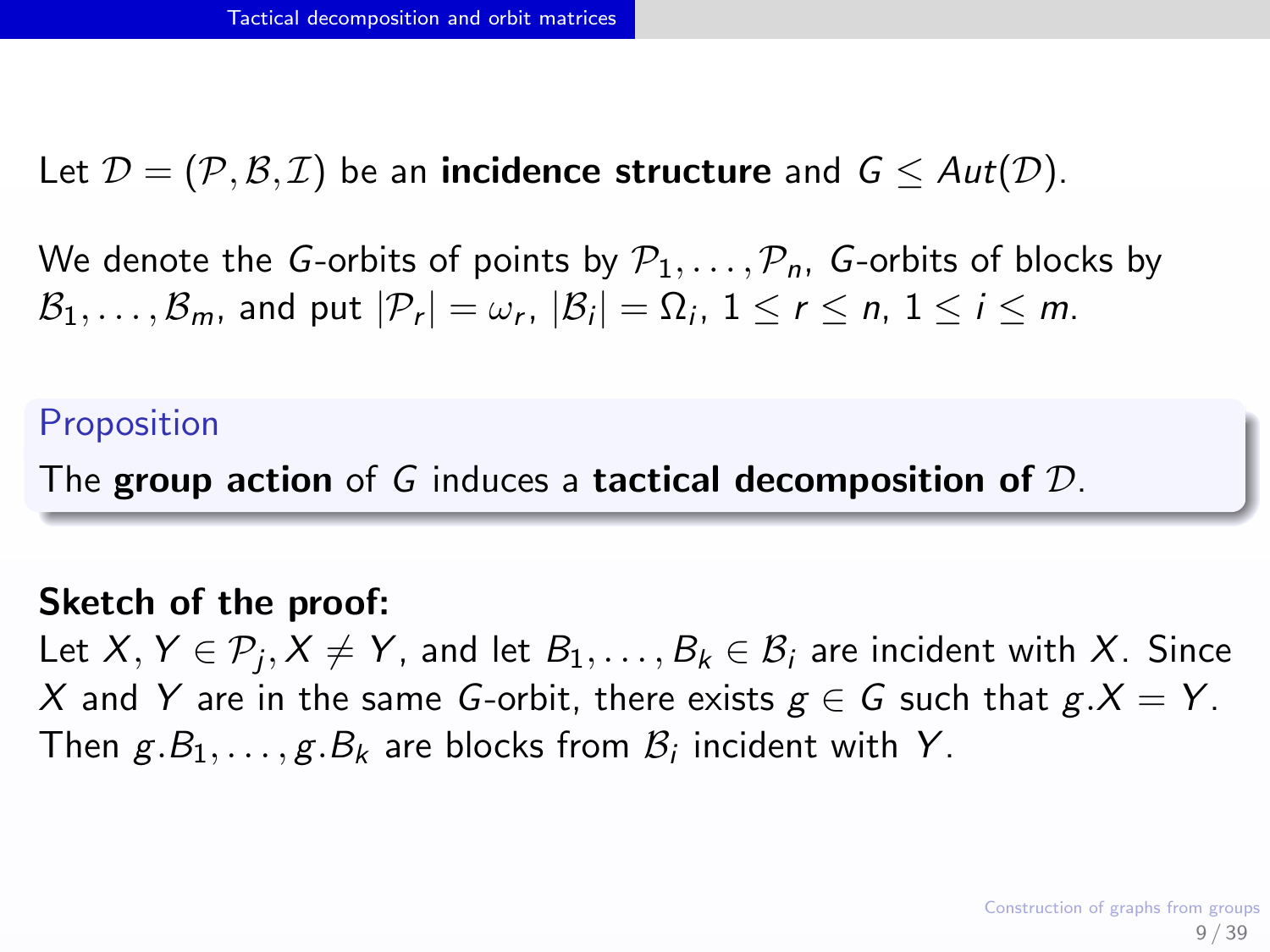## Tactical decomposition and orbit matrices

Let $\mathcal{D} = (\mathcal{P}, \mathcal{B}, \mathcal{I})$ be an **incidence structure** and $G \leq Aut(\mathcal{D})$.

We denote the $G$-orbits of points by $\mathcal{P}_1, \ldots, \mathcal{P}_n$, $G$-orbits of blocks by $\mathcal{B}_1, \ldots, \mathcal{B}_m$, and put $|\mathcal{P}_r| = \omega_r$, $|\mathcal{B}_i| = \Omega_i$, $1 \leq r \leq n$, $1 \leq i \leq m$.

**Proposition**

The **group action** of $G$ induces a **tactical decomposition of** $\mathcal{D}$.

**Sketch of the proof:**
Let $X, Y \in \mathcal{P}_j, X \neq Y$, and let $B_1, \ldots, B_k \in \mathcal{B}_i$ are incident with $X$. Since $X$ and $Y$ are in the same $G$-orbit, there exists $g \in G$ such that $g.X = Y$. Then $g.B_1, \ldots, g.B_k$ are blocks from $\mathcal{B}_i$ incident with $Y$.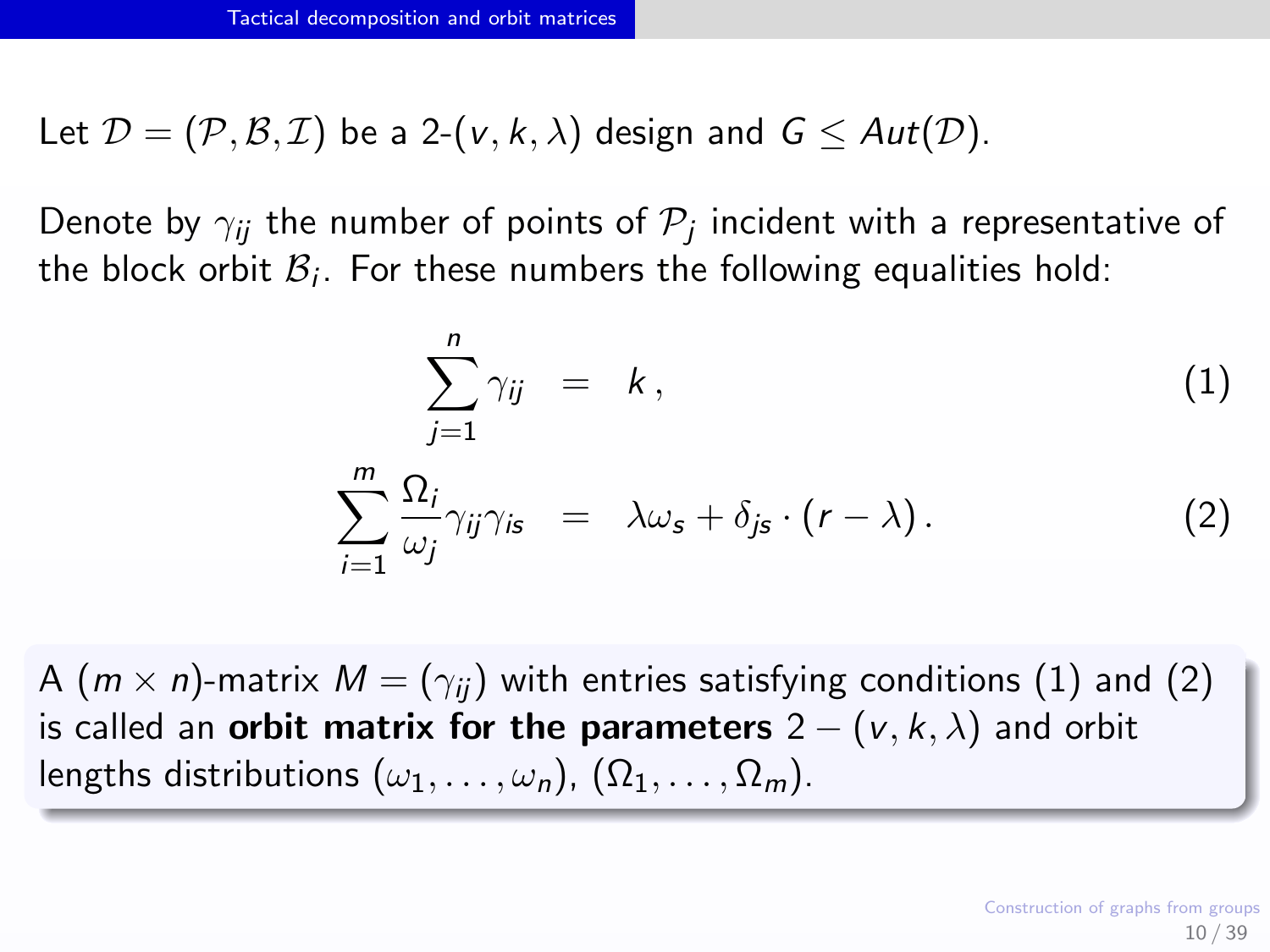## Tactical decomposition and orbit matrices

Let $\mathcal{D} = (\mathcal{P}, \mathcal{B}, \mathcal{I})$ be a 2-$(v, k, \lambda)$ design and $G \leq Aut(\mathcal{D})$.

Denote by $\gamma_{ij}$ the number of points of $\mathcal{P}_j$ incident with a representative of the block orbit $\mathcal{B}_i$. For these numbers the following equalities hold:

$$\sum_{j=1}^{n} \gamma_{ij} = k \,, \tag{1}$$

$$\sum_{i=1}^{m} \frac{\Omega_i}{\omega_j} \gamma_{ij} \gamma_{is} = \lambda \omega_s + \delta_{js} \cdot (r - \lambda) \,. \tag{2}$$

A $(m \times n)$-matrix $M = (\gamma_{ij})$ with entries satisfying conditions (1) and (2) is called an **orbit matrix for the parameters** $2 - (v, k, \lambda)$ and orbit lengths distributions $(\omega_1, \ldots, \omega_n)$, $(\Omega_1, \ldots, \Omega_m)$.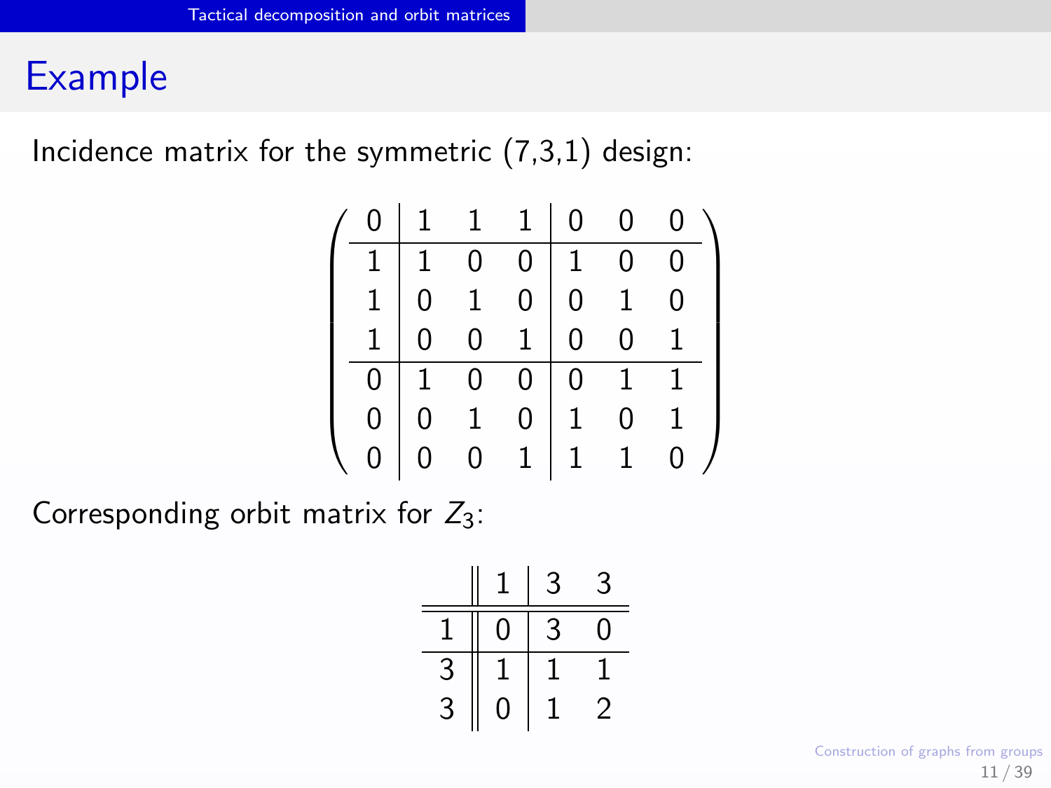## Example

Incidence matrix for the symmetric (7,3,1) design:

$$
\left(\begin{array}{c|ccc|ccc}
0 & 1 & 1 & 1 & 0 & 0 & 0 \\
\hline
1 & 1 & 0 & 0 & 1 & 0 & 0 \\
1 & 0 & 1 & 0 & 0 & 1 & 0 \\
1 & 0 & 0 & 1 & 0 & 0 & 1 \\
\hline
0 & 1 & 0 & 0 & 0 & 1 & 1 \\
0 & 0 & 1 & 0 & 1 & 0 & 1 \\
0 & 0 & 0 & 1 & 1 & 1 & 0
\end{array}\right)
$$

Corresponding orbit matrix for $Z_3$:

|   | 1 | 3 | 3 |
|---|---|---|---|
| 1 | 0 | 3 | 0 |
| 3 | 1 | 1 | 1 |
| 3 | 0 | 1 | 2 |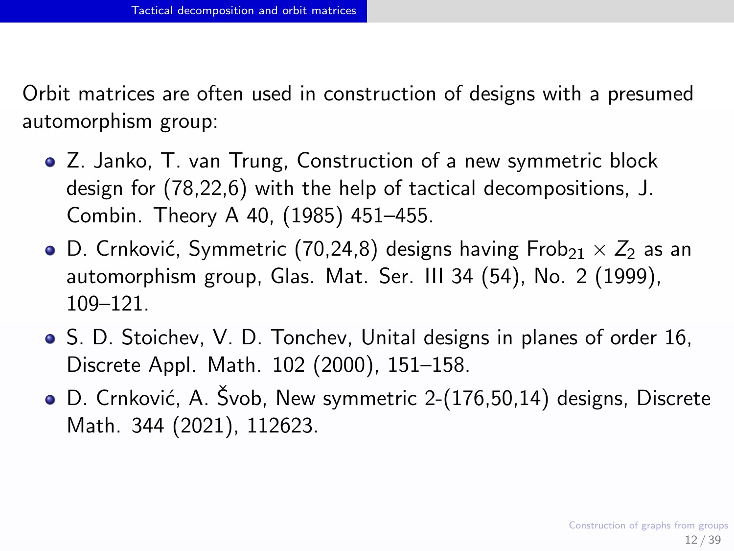Orbit matrices are often used in construction of designs with a presumed automorphism group:

- Z. Janko, T. van Trung, Construction of a new symmetric block design for (78,22,6) with the help of tactical decompositions, J. Combin. Theory A 40, (1985) 451–455.
- D. Crnković, Symmetric (70,24,8) designs having $\mathrm{Frob}_{21} \times Z_2$ as an automorphism group, Glas. Mat. Ser. III 34 (54), No. 2 (1999), 109–121.
- S. D. Stoichev, V. D. Tonchev, Unital designs in planes of order 16, Discrete Appl. Math. 102 (2000), 151–158.
- D. Crnković, A. Švob, New symmetric 2-(176,50,14) designs, Discrete Math. 344 (2021), 112623.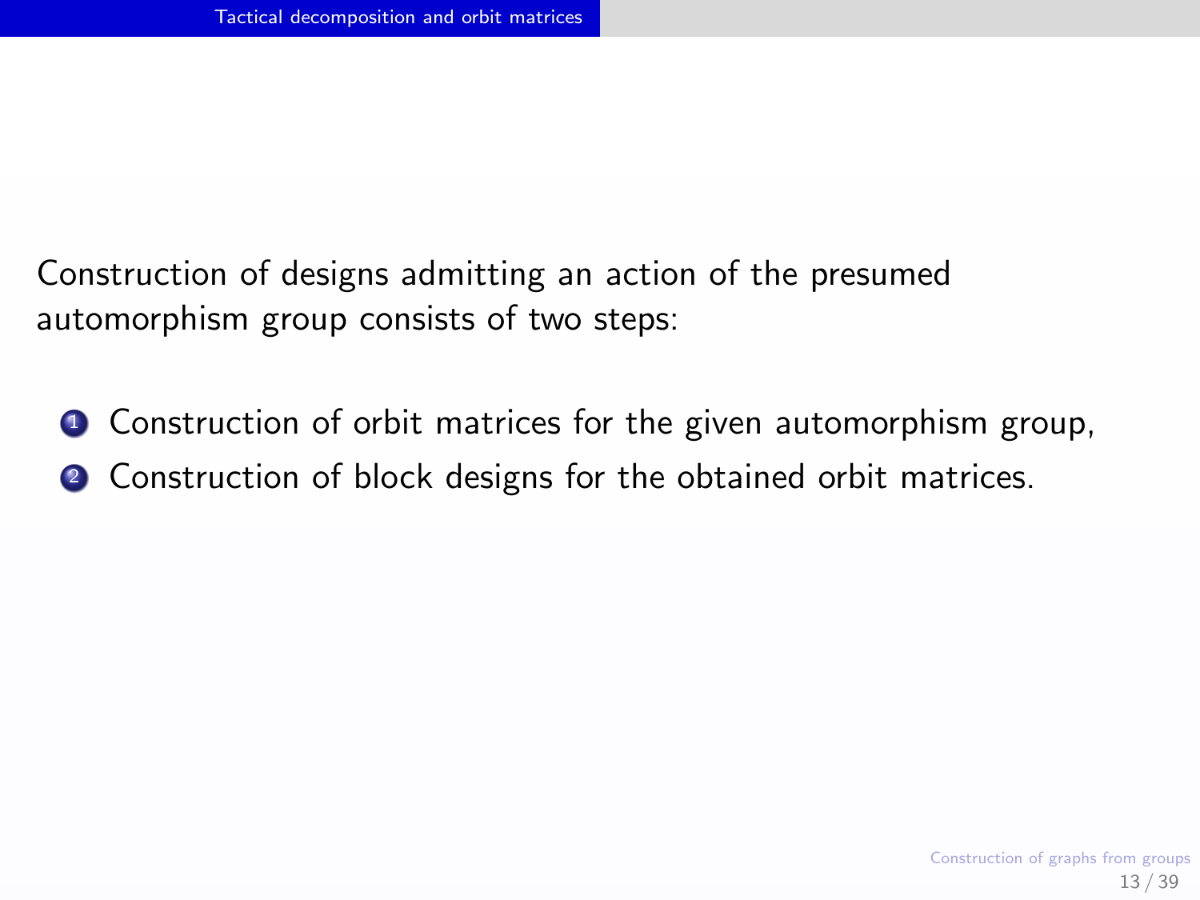Construction of designs admitting an action of the presumed automorphism group consists of two steps:

1. Construction of orbit matrices for the given automorphism group,
2. Construction of block designs for the obtained orbit matrices.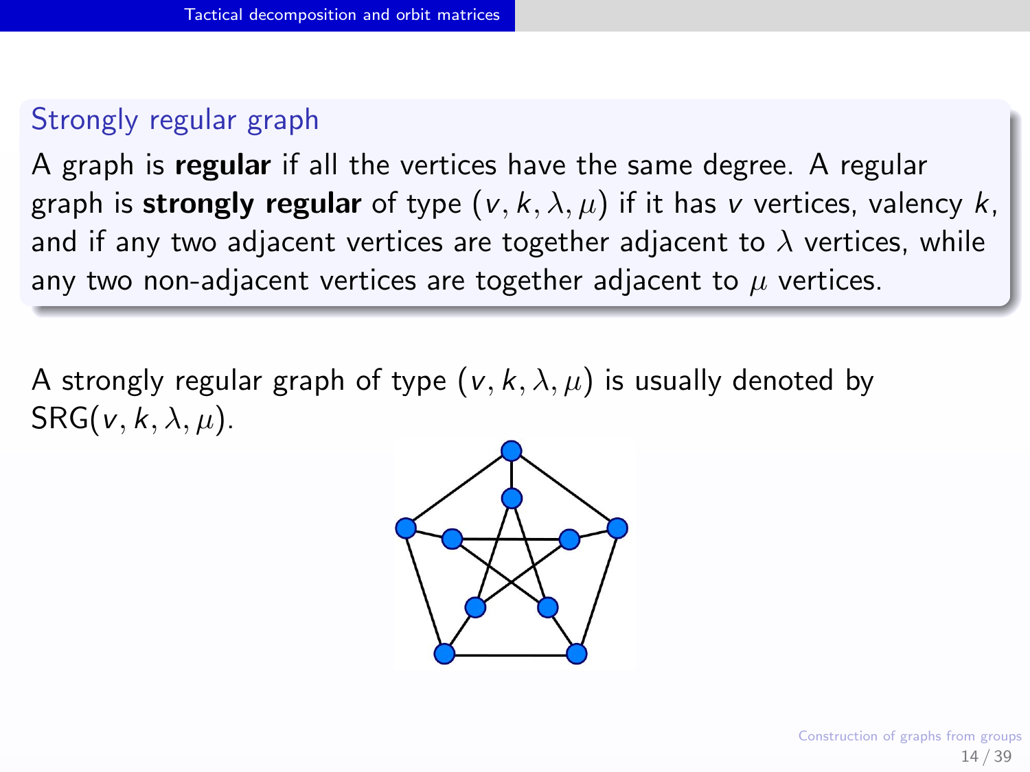## Strongly regular graph

A graph is **regular** if all the vertices have the same degree. A regular graph is **strongly regular** of type $(v, k, \lambda, \mu)$ if it has $v$ vertices, valency $k$, and if any two adjacent vertices are together adjacent to $\lambda$ vertices, while any two non-adjacent vertices are together adjacent to $\mu$ vertices.

A strongly regular graph of type $(v, k, \lambda, \mu)$ is usually denoted by $\mathrm{SRG}(v, k, \lambda, \mu)$.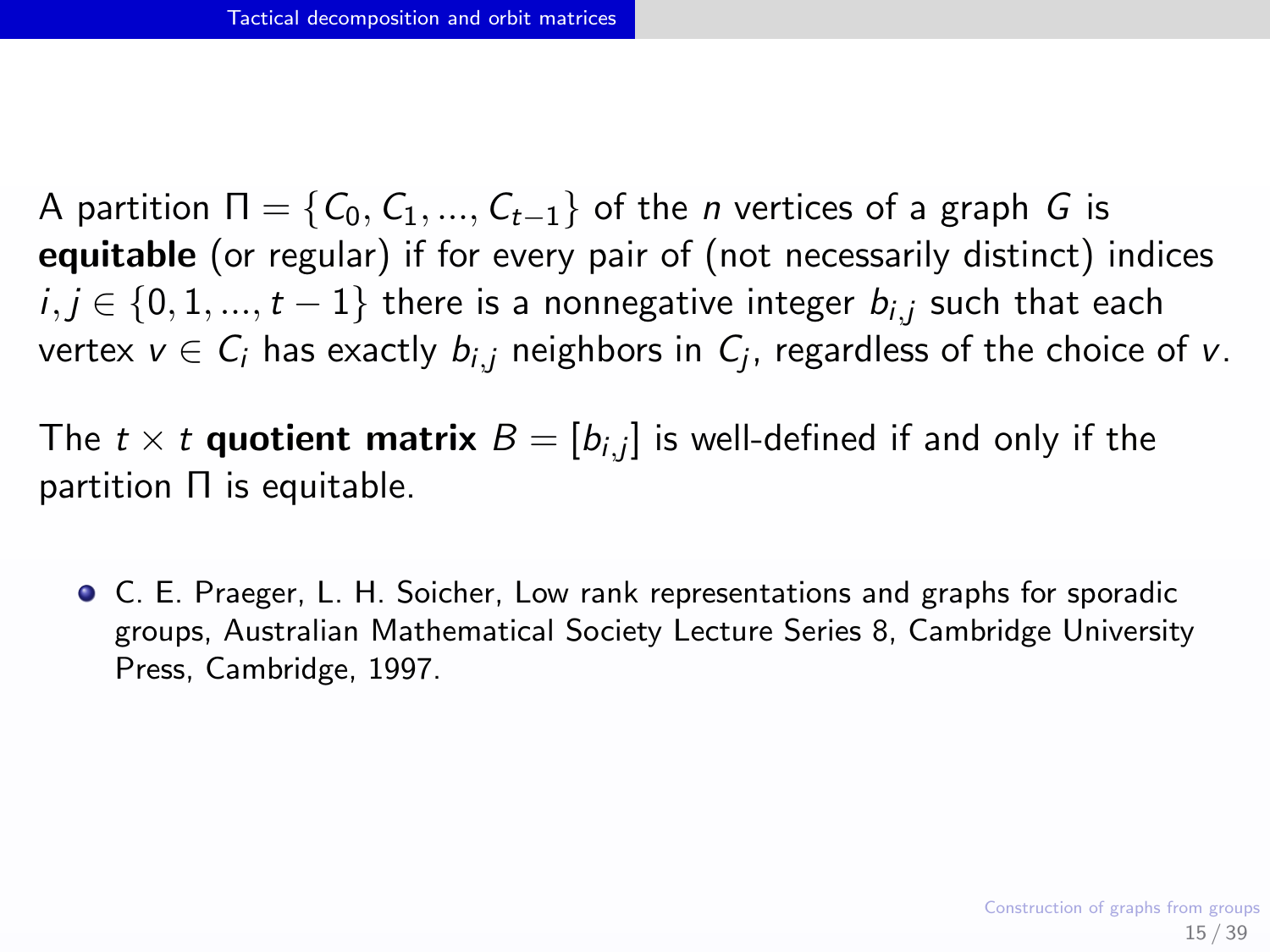## Tactical decomposition and orbit matrices

A partition $\Pi = \{C_0, C_1, ..., C_{t-1}\}$ of the $n$ vertices of a graph $G$ is **equitable** (or regular) if for every pair of (not necessarily distinct) indices $i, j \in \{0, 1, ..., t-1\}$ there is a nonnegative integer $b_{i,j}$ such that each vertex $v \in C_i$ has exactly $b_{i,j}$ neighbors in $C_j$, regardless of the choice of $v$.

The $t \times t$ **quotient matrix** $B = [b_{i,j}]$ is well-defined if and only if the partition $\Pi$ is equitable.

- C. E. Praeger, L. H. Soicher, Low rank representations and graphs for sporadic groups, Australian Mathematical Society Lecture Series 8, Cambridge University Press, Cambridge, 1997.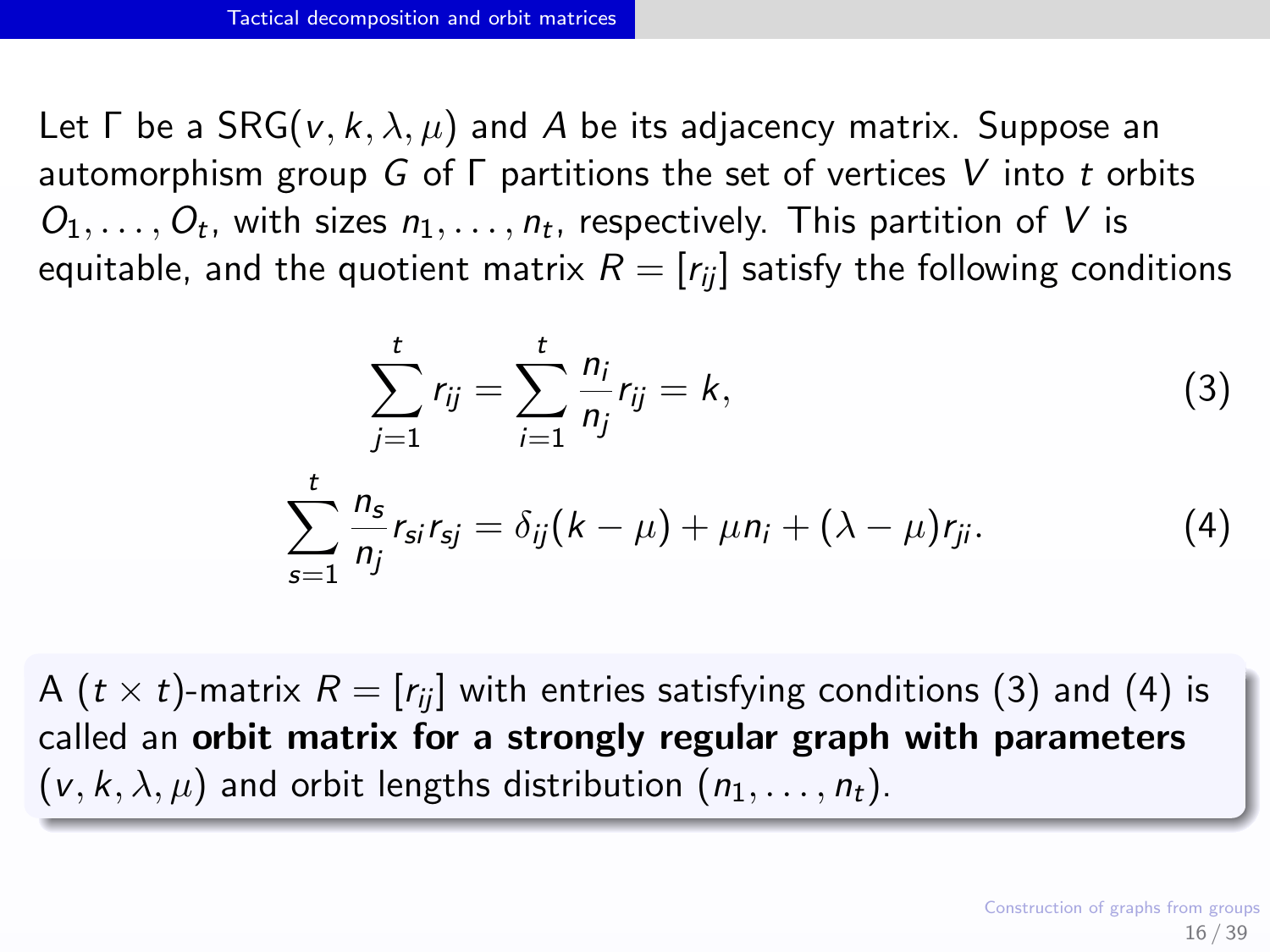## Tactical decomposition and orbit matrices

Let $\Gamma$ be a SRG$(v, k, \lambda, \mu)$ and $A$ be its adjacency matrix. Suppose an automorphism group $G$ of $\Gamma$ partitions the set of vertices $V$ into $t$ orbits $O_1, \ldots, O_t$, with sizes $n_1, \ldots, n_t$, respectively. This partition of $V$ is equitable, and the quotient matrix $R = [r_{ij}]$ satisfy the following conditions

$$\sum_{j=1}^{t} r_{ij} = \sum_{i=1}^{t} \frac{n_i}{n_j} r_{ij} = k, \tag{3}$$

$$\sum_{s=1}^{t} \frac{n_s}{n_j} r_{si} r_{sj} = \delta_{ij}(k - \mu) + \mu n_i + (\lambda - \mu) r_{ji}. \tag{4}$$

A $(t \times t)$-matrix $R = [r_{ij}]$ with entries satisfying conditions (3) and (4) is called an **orbit matrix for a strongly regular graph with parameters** $(v, k, \lambda, \mu)$ and orbit lengths distribution $(n_1, \ldots, n_t)$.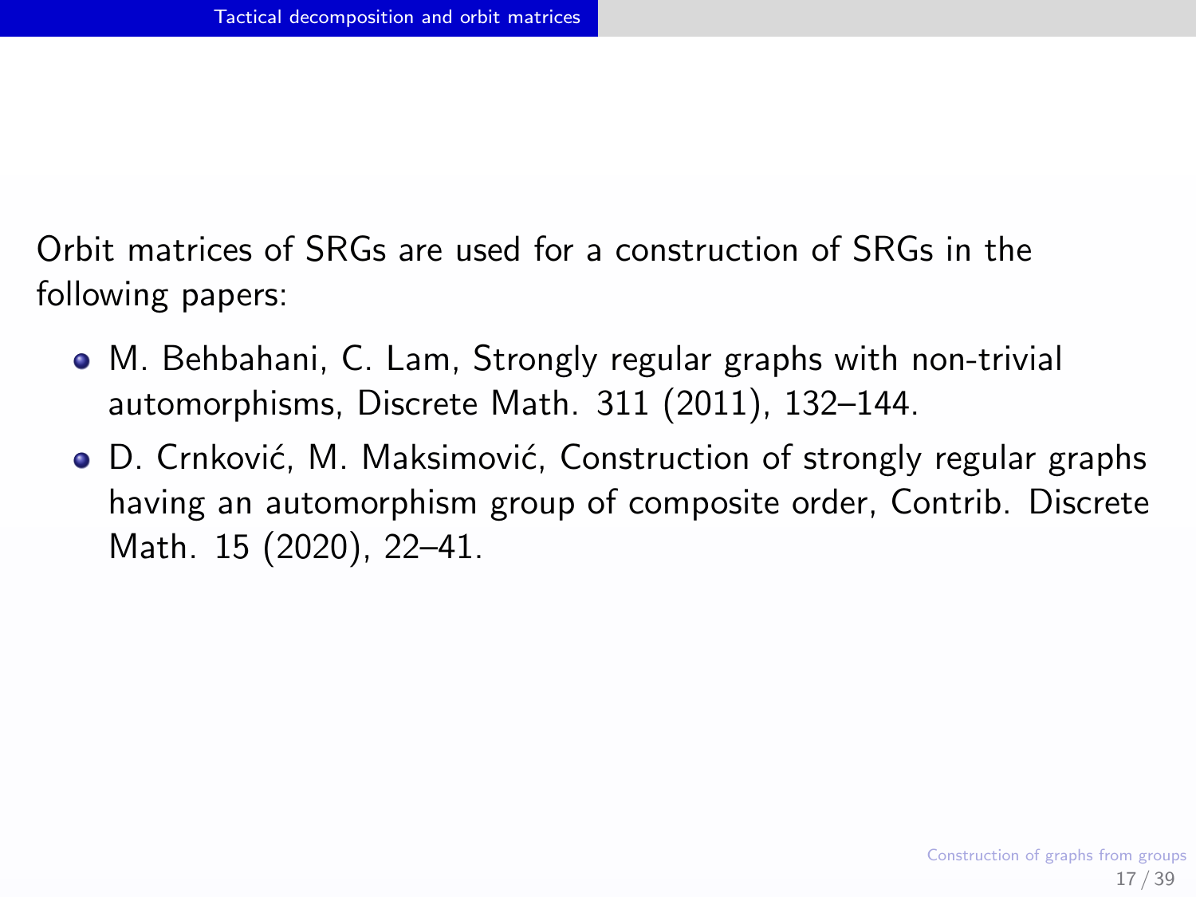Orbit matrices of SRGs are used for a construction of SRGs in the following papers:

- M. Behbahani, C. Lam, Strongly regular graphs with non-trivial automorphisms, Discrete Math. 311 (2011), 132–144.
- D. Crnković, M. Maksimović, Construction of strongly regular graphs having an automorphism group of composite order, Contrib. Discrete Math. 15 (2020), 22–41.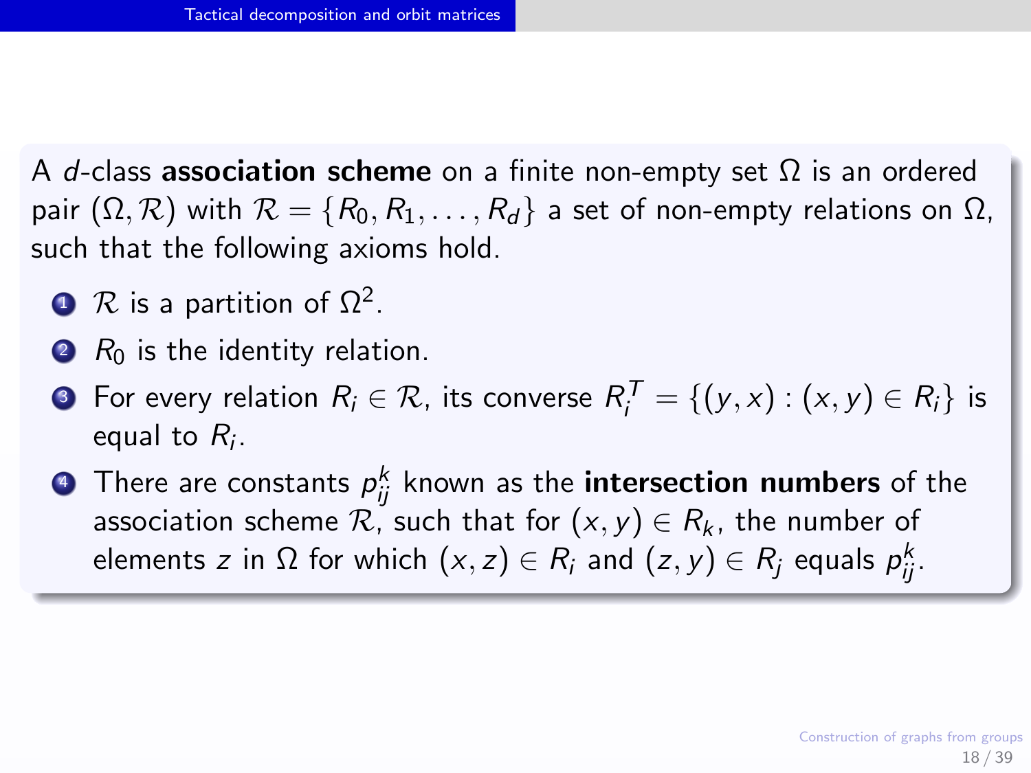A $d$-class **association scheme** on a finite non-empty set $\Omega$ is an ordered pair $(\Omega, \mathcal{R})$ with $\mathcal{R} = \{R_0, R_1, \ldots, R_d\}$ a set of non-empty relations on $\Omega$, such that the following axioms hold.

1. $\mathcal{R}$ is a partition of $\Omega^2$.
2. $R_0$ is the identity relation.
3. For every relation $R_i \in \mathcal{R}$, its converse $R_i^T = \{(y, x) : (x, y) \in R_i\}$ is equal to $R_i$.
4. There are constants $p_{ij}^k$ known as the **intersection numbers** of the association scheme $\mathcal{R}$, such that for $(x, y) \in R_k$, the number of elements $z$ in $\Omega$ for which $(x, z) \in R_i$ and $(z, y) \in R_j$ equals $p_{ij}^k$.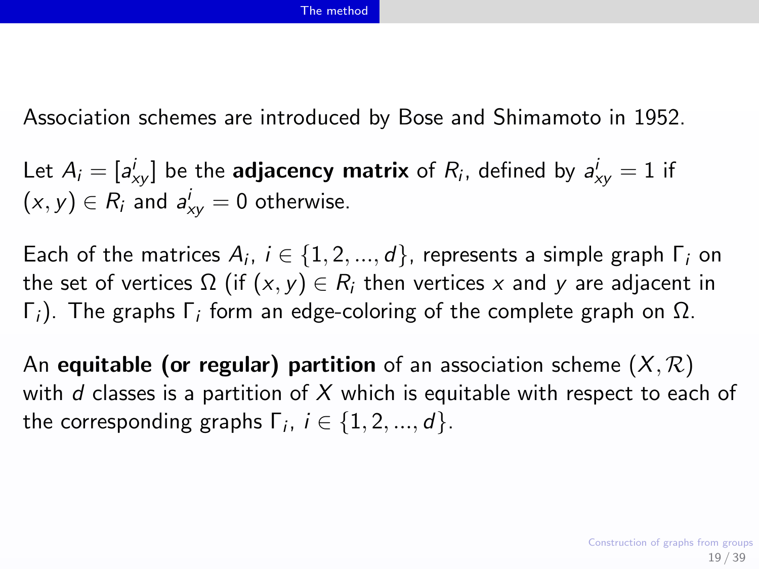Association schemes are introduced by Bose and Shimamoto in 1952.

Let $A_i = [a^i_{xy}]$ be the **adjacency matrix** of $R_i$, defined by $a^i_{xy} = 1$ if $(x, y) \in R_i$ and $a^i_{xy} = 0$ otherwise.

Each of the matrices $A_i$, $i \in \{1, 2, ..., d\}$, represents a simple graph $\Gamma_i$ on the set of vertices $\Omega$ (if $(x, y) \in R_i$ then vertices $x$ and $y$ are adjacent in $\Gamma_i$). The graphs $\Gamma_i$ form an edge-coloring of the complete graph on $\Omega$.

An **equitable (or regular) partition** of an association scheme $(X, \mathcal{R})$ with $d$ classes is a partition of $X$ which is equitable with respect to each of the corresponding graphs $\Gamma_i$, $i \in \{1, 2, ..., d\}$.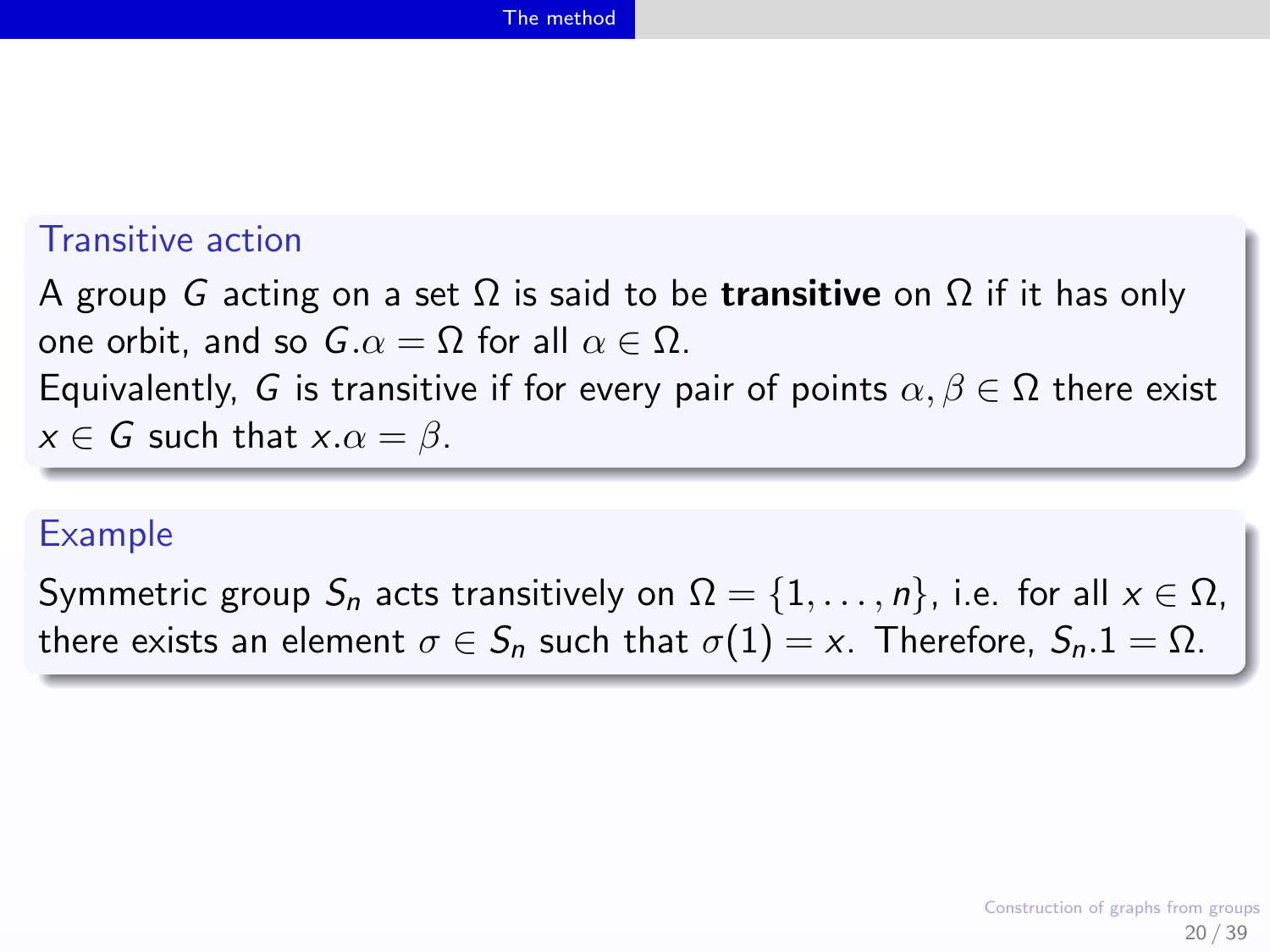### Transitive action

A group $G$ acting on a set $\Omega$ is said to be **transitive** on $\Omega$ if it has only one orbit, and so $G.\alpha = \Omega$ for all $\alpha \in \Omega$.
Equivalently, $G$ is transitive if for every pair of points $\alpha, \beta \in \Omega$ there exist $x \in G$ such that $x.\alpha = \beta$.

### Example

Symmetric group $S_n$ acts transitively on $\Omega = \{1, \ldots, n\}$, i.e. for all $x \in \Omega$, there exists an element $\sigma \in S_n$ such that $\sigma(1) = x$. Therefore, $S_n.1 = \Omega$.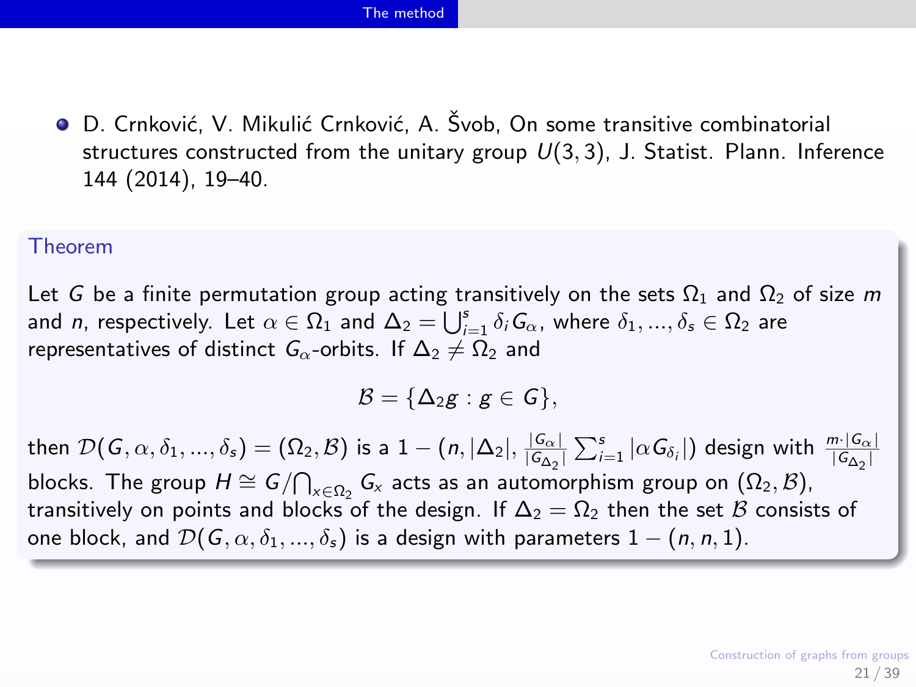- D. Crnković, V. Mikulić Crnković, A. Švob, On some transitive combinatorial structures constructed from the unitary group $U(3,3)$, J. Statist. Plann. Inference 144 (2014), 19–40.

**Theorem**

Let $G$ be a finite permutation group acting transitively on the sets $\Omega_1$ and $\Omega_2$ of size $m$ and $n$, respectively. Let $\alpha \in \Omega_1$ and $\Delta_2 = \bigcup_{i=1}^{s} \delta_i G_\alpha$, where $\delta_1, ..., \delta_s \in \Omega_2$ are representatives of distinct $G_\alpha$-orbits. If $\Delta_2 \neq \Omega_2$ and

$$\mathcal{B} = \{\Delta_2 g : g \in G\},$$

then $\mathcal{D}(G, \alpha, \delta_1, ..., \delta_s) = (\Omega_2, \mathcal{B})$ is a $1 - (n, |\Delta_2|, \frac{|G_\alpha|}{|G_{\Delta_2}|} \sum_{i=1}^{s} |\alpha G_{\delta_i}|)$ design with $\frac{m \cdot |G_\alpha|}{|G_{\Delta_2}|}$ blocks. The group $H \cong G / \bigcap_{x \in \Omega_2} G_x$ acts as an automorphism group on $(\Omega_2, \mathcal{B})$, transitively on points and blocks of the design. If $\Delta_2 = \Omega_2$ then the set $\mathcal{B}$ consists of one block, and $\mathcal{D}(G, \alpha, \delta_1, ..., \delta_s)$ is a design with parameters $1 - (n, n, 1)$.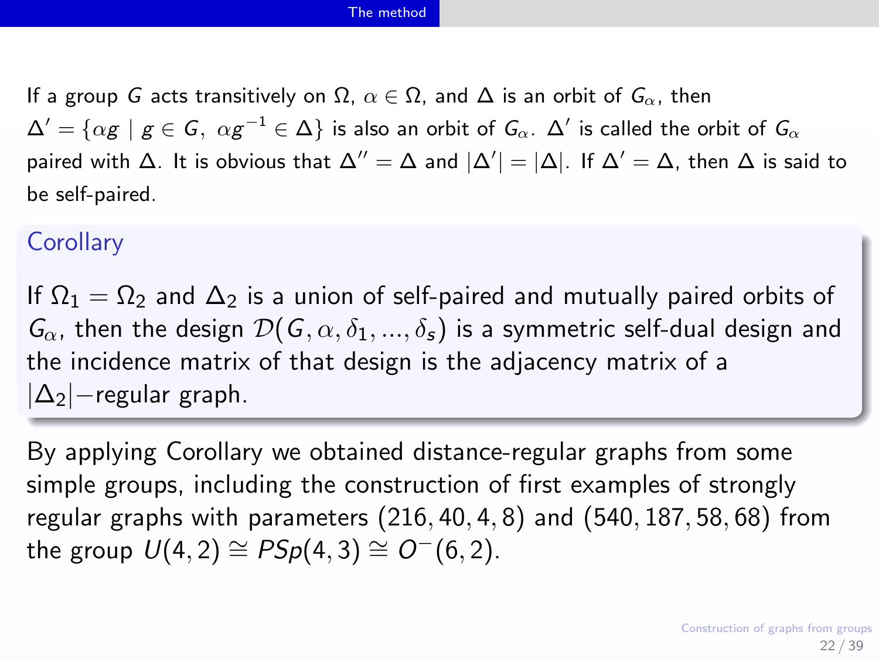If a group $G$ acts transitively on $\Omega$, $\alpha \in \Omega$, and $\Delta$ is an orbit of $G_\alpha$, then $\Delta' = \{\alpha g \mid g \in G,\ \alpha g^{-1} \in \Delta\}$ is also an orbit of $G_\alpha$. $\Delta'$ is called the orbit of $G_\alpha$ paired with $\Delta$. It is obvious that $\Delta'' = \Delta$ and $|\Delta'| = |\Delta|$. If $\Delta' = \Delta$, then $\Delta$ is said to be self-paired.

**Corollary**

If $\Omega_1 = \Omega_2$ and $\Delta_2$ is a union of self-paired and mutually paired orbits of $G_\alpha$, then the design $\mathcal{D}(G, \alpha, \delta_1, ..., \delta_s)$ is a symmetric self-dual design and the incidence matrix of that design is the adjacency matrix of a $|\Delta_2|-$regular graph.

By applying Corollary we obtained distance-regular graphs from some simple groups, including the construction of first examples of strongly regular graphs with parameters $(216, 40, 4, 8)$ and $(540, 187, 58, 68)$ from the group $U(4, 2) \cong PSp(4, 3) \cong O^-(6, 2)$.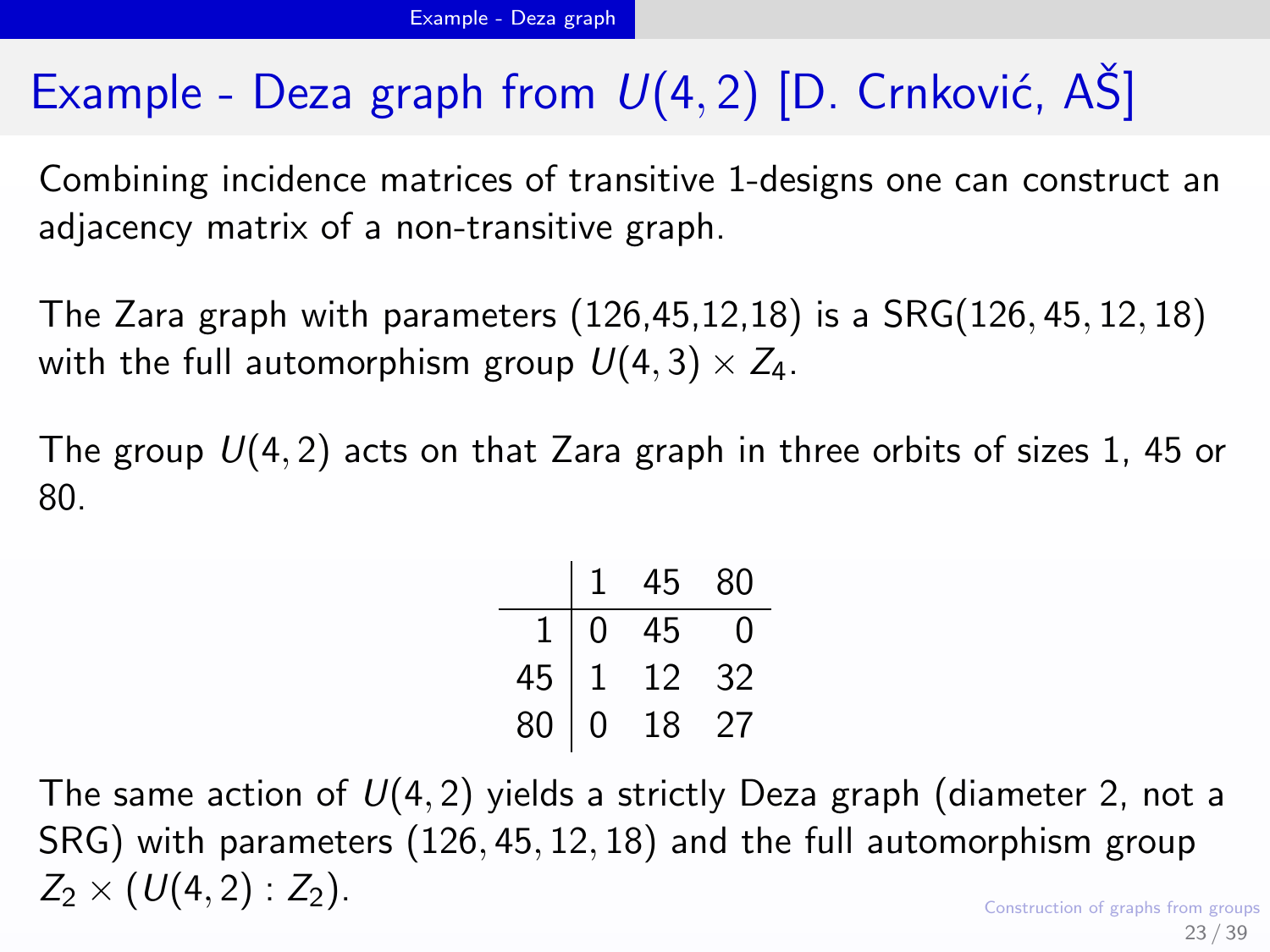# Example - Deza graph from $U(4,2)$ [D. Crnković, AŠ]

Combining incidence matrices of transitive 1-designs one can construct an adjacency matrix of a non-transitive graph.

The Zara graph with parameters (126,45,12,18) is a SRG$(126,45,12,18)$ with the full automorphism group $U(4,3) \times Z_4$.

The group $U(4,2)$ acts on that Zara graph in three orbits of sizes 1, 45 or 80.

| | 1 | 45 | 80 |
|---|---|---|---|
| 1 | 0 | 45 | 0 |
| 45 | 1 | 12 | 32 |
| 80 | 0 | 18 | 27 |

The same action of $U(4,2)$ yields a strictly Deza graph (diameter 2, not a SRG) with parameters $(126,45,12,18)$ and the full automorphism group $Z_2 \times (U(4,2):Z_2)$.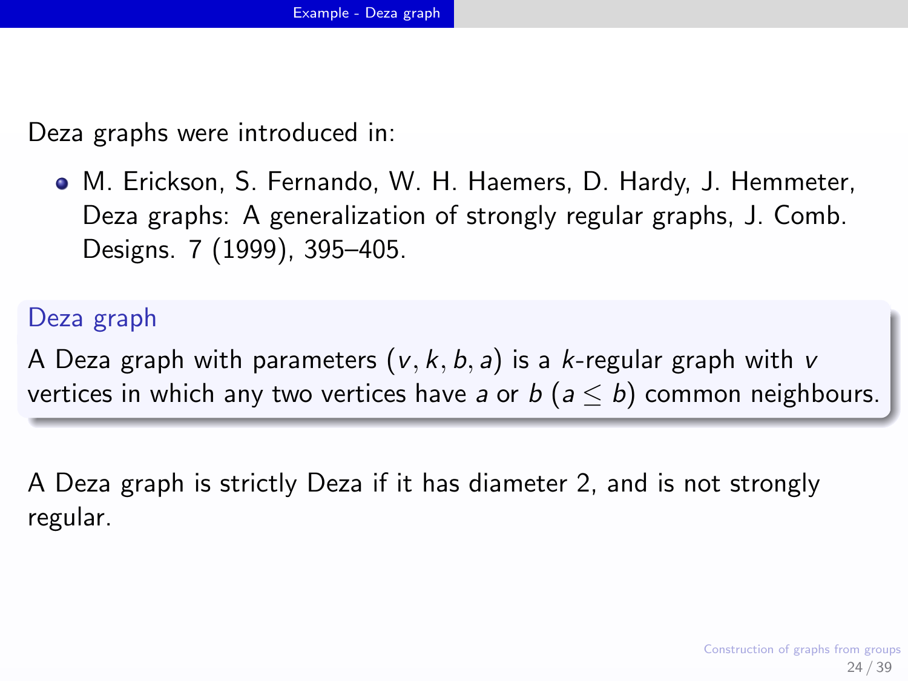## Example - Deza graph

Deza graphs were introduced in:

- M. Erickson, S. Fernando, W. H. Haemers, D. Hardy, J. Hemmeter, Deza graphs: A generalization of strongly regular graphs, J. Comb. Designs. 7 (1999), 395–405.

### Deza graph

A Deza graph with parameters $(v, k, b, a)$ is a $k$-regular graph with $v$ vertices in which any two vertices have $a$ or $b$ $(a \leq b)$ common neighbours.

A Deza graph is strictly Deza if it has diameter 2, and is not strongly regular.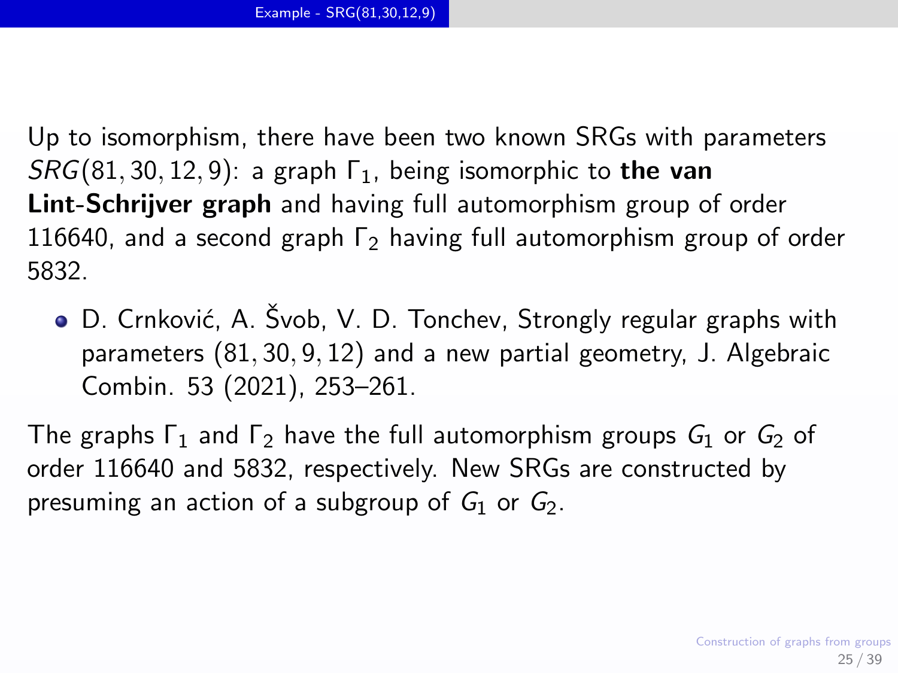## Example - SRG(81,30,12,9)

Up to isomorphism, there have been two known SRGs with parameters $SRG(81, 30, 12, 9)$: a graph $\Gamma_1$, being isomorphic to **the van Lint-Schrijver graph** and having full automorphism group of order 116640, and a second graph $\Gamma_2$ having full automorphism group of order 5832.

- D. Crnković, A. Švob, V. D. Tonchev, Strongly regular graphs with parameters $(81, 30, 9, 12)$ and a new partial geometry, J. Algebraic Combin. 53 (2021), 253–261.

The graphs $\Gamma_1$ and $\Gamma_2$ have the full automorphism groups $G_1$ or $G_2$ of order 116640 and 5832, respectively. New SRGs are constructed by presuming an action of a subgroup of $G_1$ or $G_2$.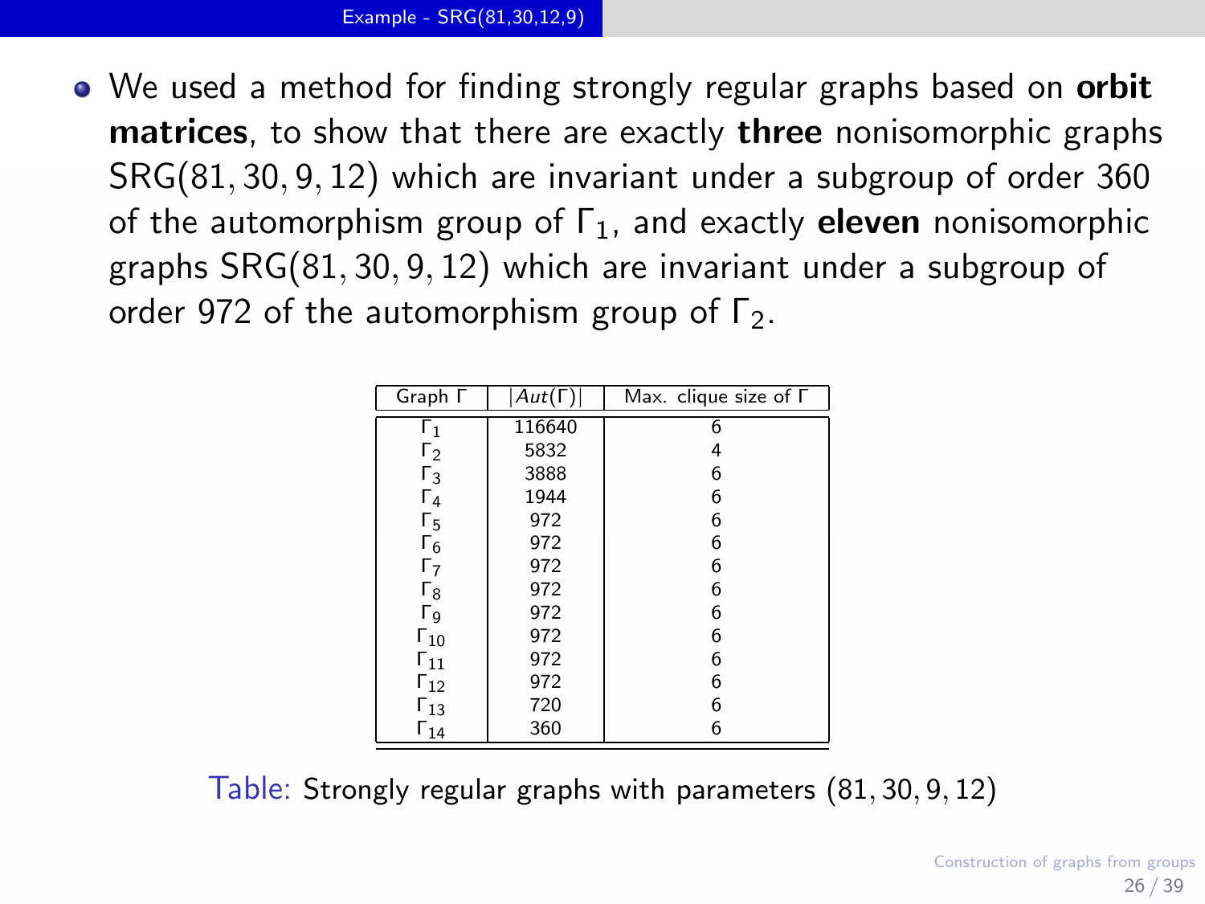## Example - SRG(81,30,12,9)

- We used a method for finding strongly regular graphs based on **orbit matrices**, to show that there are exactly **three** nonisomorphic graphs SRG$(81, 30, 9, 12)$ which are invariant under a subgroup of order 360 of the automorphism group of $\Gamma_1$, and exactly **eleven** nonisomorphic graphs SRG$(81, 30, 9, 12)$ which are invariant under a subgroup of order 972 of the automorphism group of $\Gamma_2$.

| Graph $\Gamma$ | $\|Aut(\Gamma)\|$ | Max. clique size of $\Gamma$ |
|---|---|---|
| $\Gamma_1$ | 116640 | 6 |
| $\Gamma_2$ | 5832 | 4 |
| $\Gamma_3$ | 3888 | 6 |
| $\Gamma_4$ | 1944 | 6 |
| $\Gamma_5$ | 972 | 6 |
| $\Gamma_6$ | 972 | 6 |
| $\Gamma_7$ | 972 | 6 |
| $\Gamma_8$ | 972 | 6 |
| $\Gamma_9$ | 972 | 6 |
| $\Gamma_{10}$ | 972 | 6 |
| $\Gamma_{11}$ | 972 | 6 |
| $\Gamma_{12}$ | 972 | 6 |
| $\Gamma_{13}$ | 720 | 6 |
| $\Gamma_{14}$ | 360 | 6 |

Table: Strongly regular graphs with parameters $(81, 30, 9, 12)$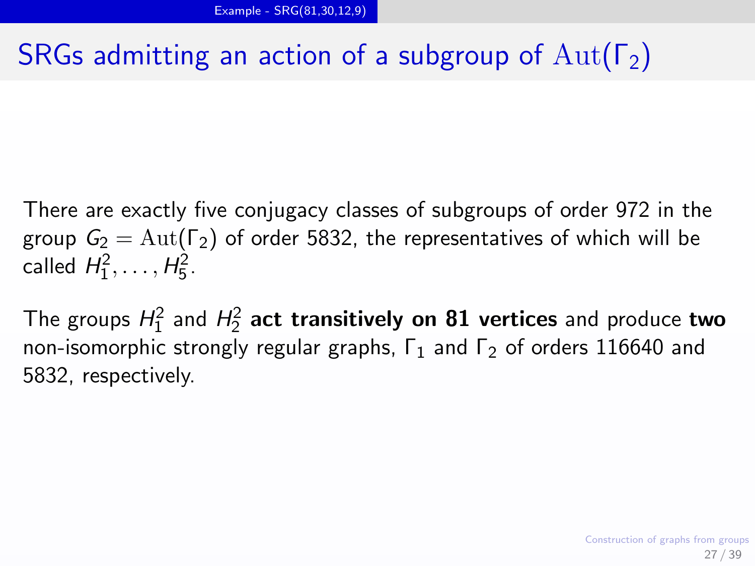# SRGs admitting an action of a subgroup of $\mathrm{Aut}(\Gamma_2)$

There are exactly five conjugacy classes of subgroups of order 972 in the group $G_2 = \mathrm{Aut}(\Gamma_2)$ of order 5832, the representatives of which will be called $H_1^2, \ldots, H_5^2$.

The groups $H_1^2$ and $H_2^2$ **act transitively on 81 vertices** and produce **two** non-isomorphic strongly regular graphs, $\Gamma_1$ and $\Gamma_2$ of orders 116640 and 5832, respectively.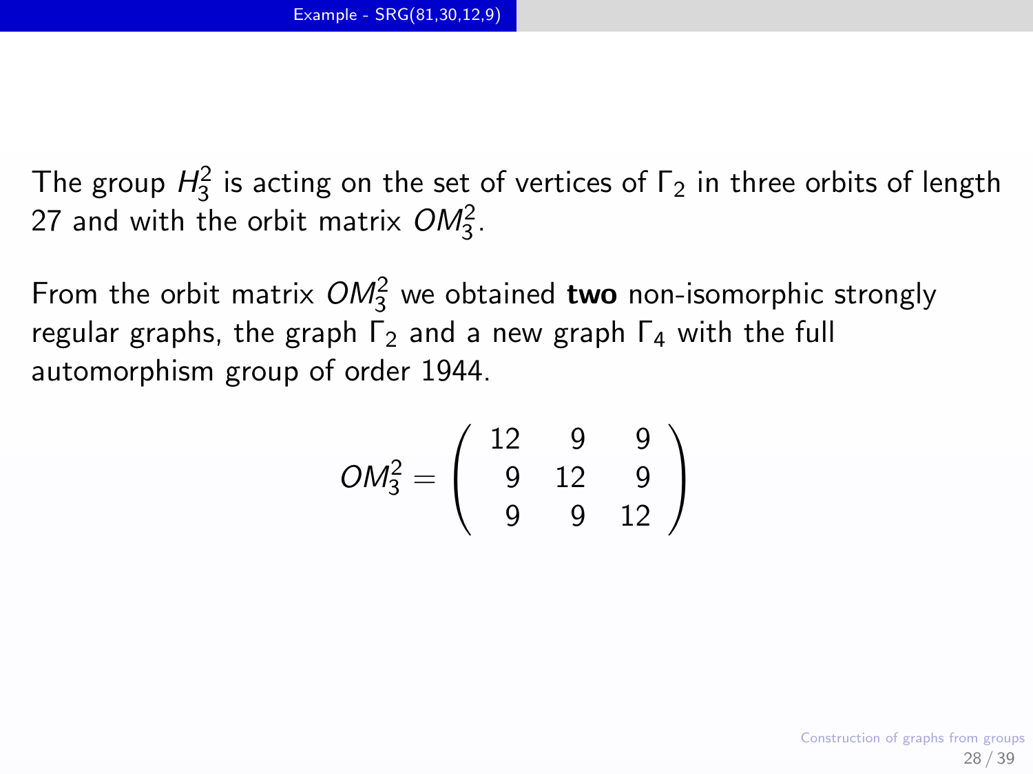## Example - SRG(81,30,12,9)

The group $H_3^2$ is acting on the set of vertices of $\Gamma_2$ in three orbits of length 27 and with the orbit matrix $OM_3^2$.

From the orbit matrix $OM_3^2$ we obtained **two** non-isomorphic strongly regular graphs, the graph $\Gamma_2$ and a new graph $\Gamma_4$ with the full automorphism group of order 1944.

$$OM_3^2 = \begin{pmatrix} 12 & 9 & 9 \\ 9 & 12 & 9 \\ 9 & 9 & 12 \end{pmatrix}$$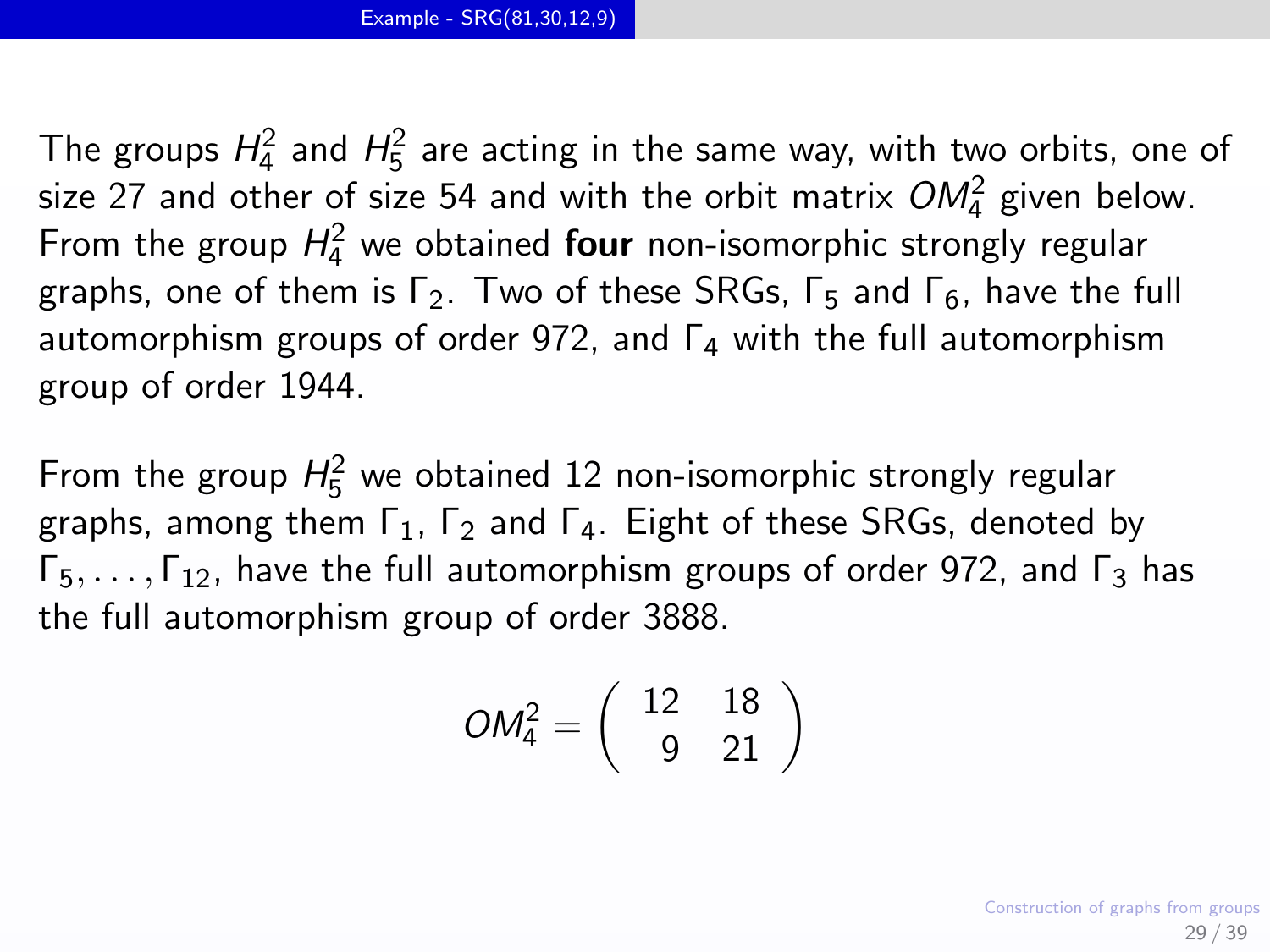## Example - SRG(81,30,12,9)

The groups $H_4^2$ and $H_5^2$ are acting in the same way, with two orbits, one of size 27 and other of size 54 and with the orbit matrix $OM_4^2$ given below. From the group $H_4^2$ we obtained **four** non-isomorphic strongly regular graphs, one of them is $\Gamma_2$. Two of these SRGs, $\Gamma_5$ and $\Gamma_6$, have the full automorphism groups of order 972, and $\Gamma_4$ with the full automorphism group of order 1944.

From the group $H_5^2$ we obtained 12 non-isomorphic strongly regular graphs, among them $\Gamma_1$, $\Gamma_2$ and $\Gamma_4$. Eight of these SRGs, denoted by $\Gamma_5, \ldots, \Gamma_{12}$, have the full automorphism groups of order 972, and $\Gamma_3$ has the full automorphism group of order 3888.

$$OM_4^2 = \begin{pmatrix} 12 & 18 \\ 9 & 21 \end{pmatrix}$$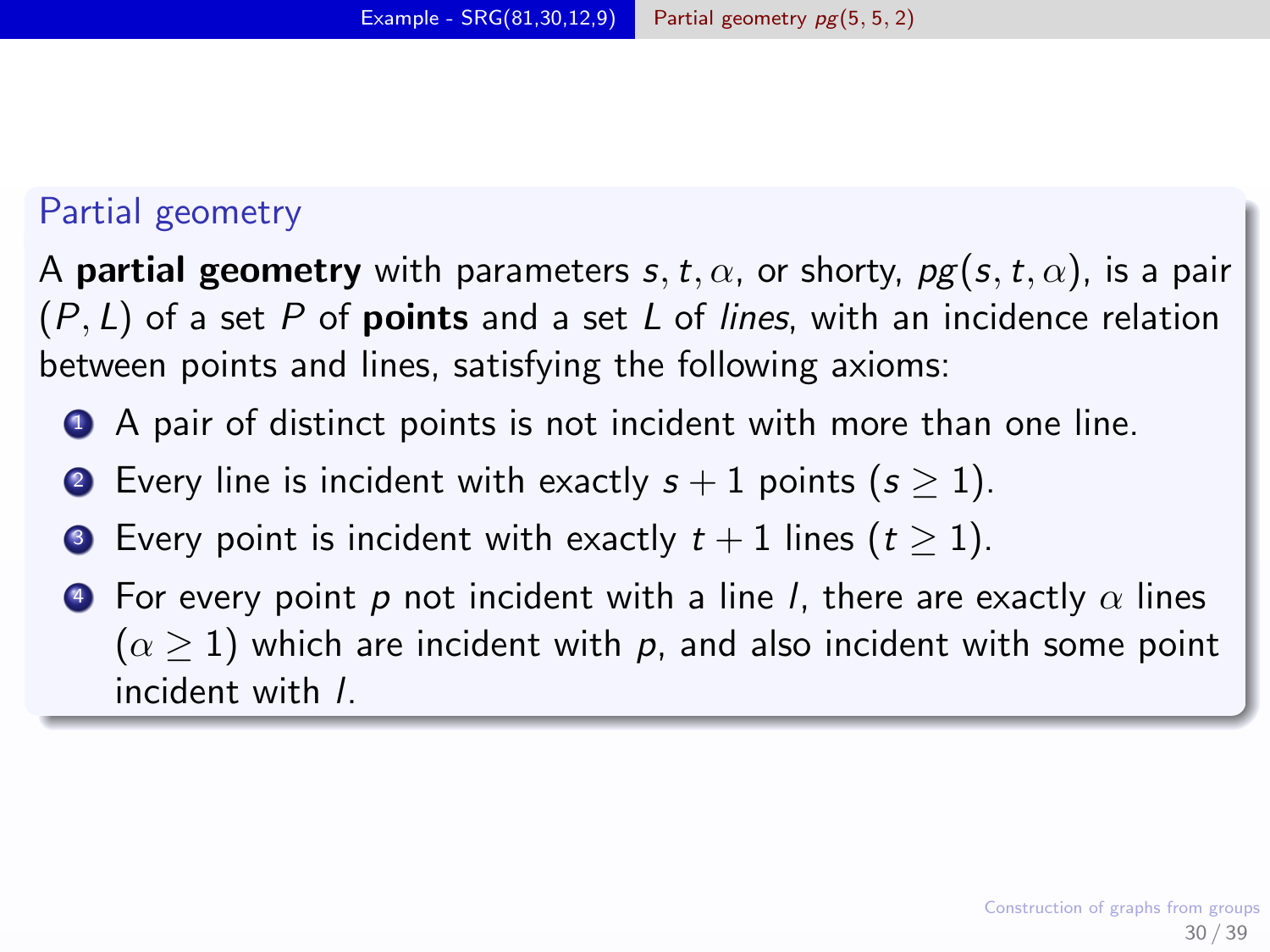## Partial geometry

A **partial geometry** with parameters $s, t, \alpha$, or shorty, $pg(s, t, \alpha)$, is a pair $(P, L)$ of a set $P$ of **points** and a set $L$ of *lines*, with an incidence relation between points and lines, satisfying the following axioms:

1. A pair of distinct points is not incident with more than one line.
2. Every line is incident with exactly $s + 1$ points ($s \geq 1$).
3. Every point is incident with exactly $t + 1$ lines ($t \geq 1$).
4. For every point $p$ not incident with a line $l$, there are exactly $\alpha$ lines ($\alpha \geq 1$) which are incident with $p$, and also incident with some point incident with $l$.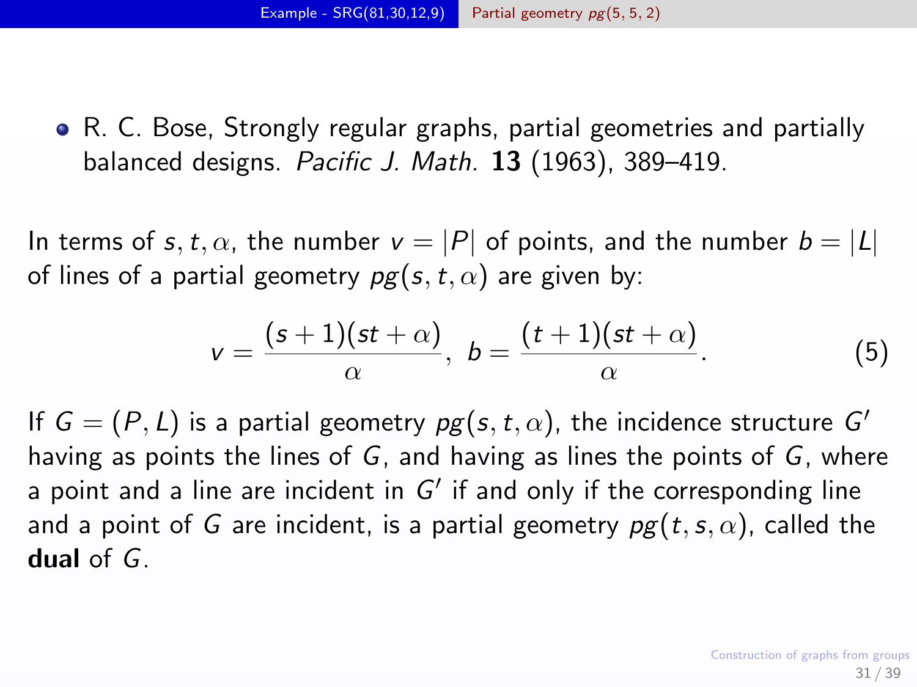- R. C. Bose, Strongly regular graphs, partial geometries and partially balanced designs. *Pacific J. Math.* **13** (1963), 389–419.

In terms of $s, t, \alpha$, the number $v = |P|$ of points, and the number $b = |L|$ of lines of a partial geometry $pg(s, t, \alpha)$ are given by:

$$v = \frac{(s+1)(st+\alpha)}{\alpha}, \; b = \frac{(t+1)(st+\alpha)}{\alpha}. \tag{5}$$

If $G = (P, L)$ is a partial geometry $pg(s, t, \alpha)$, the incidence structure $G'$ having as points the lines of $G$, and having as lines the points of $G$, where a point and a line are incident in $G'$ if and only if the corresponding line and a point of $G$ are incident, is a partial geometry $pg(t, s, \alpha)$, called the **dual** of $G$.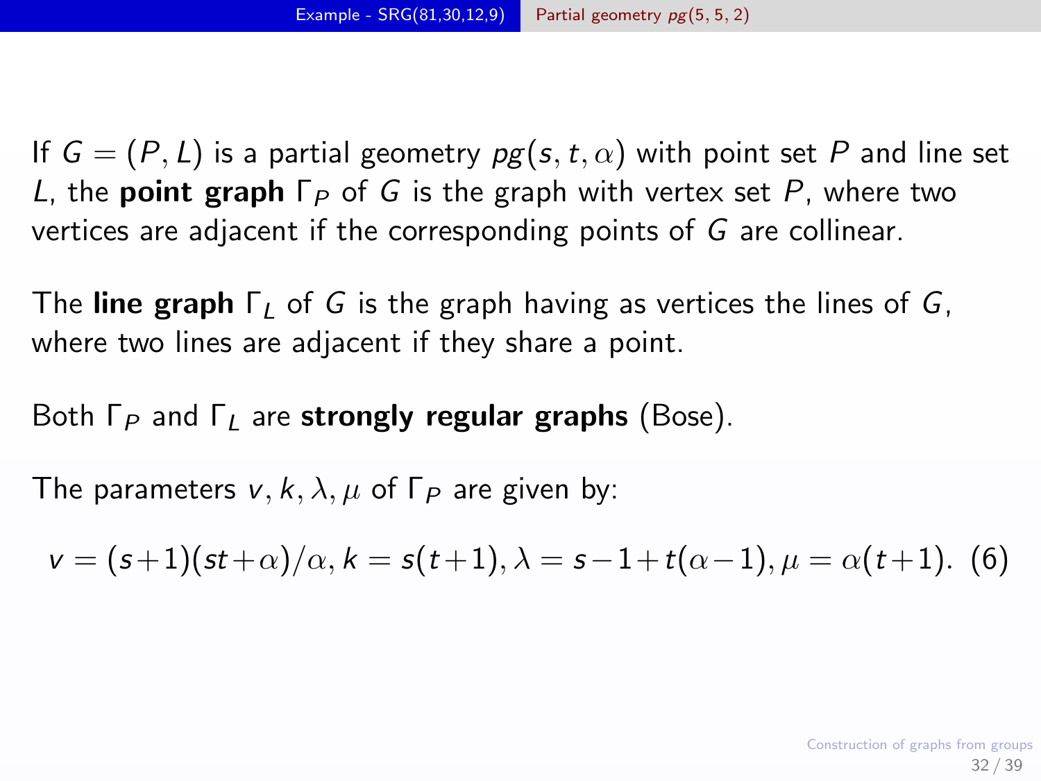If $G = (P, L)$ is a partial geometry $pg(s, t, \alpha)$ with point set $P$ and line set $L$, the **point graph** $\Gamma_P$ of $G$ is the graph with vertex set $P$, where two vertices are adjacent if the corresponding points of $G$ are collinear.

The **line graph** $\Gamma_L$ of $G$ is the graph having as vertices the lines of $G$, where two lines are adjacent if they share a point.

Both $\Gamma_P$ and $\Gamma_L$ are **strongly regular graphs** (Bose).

The parameters $v, k, \lambda, \mu$ of $\Gamma_P$ are given by:

$$v = (s+1)(st+\alpha)/\alpha, k = s(t+1), \lambda = s-1+t(\alpha-1), \mu = \alpha(t+1). \quad (6)$$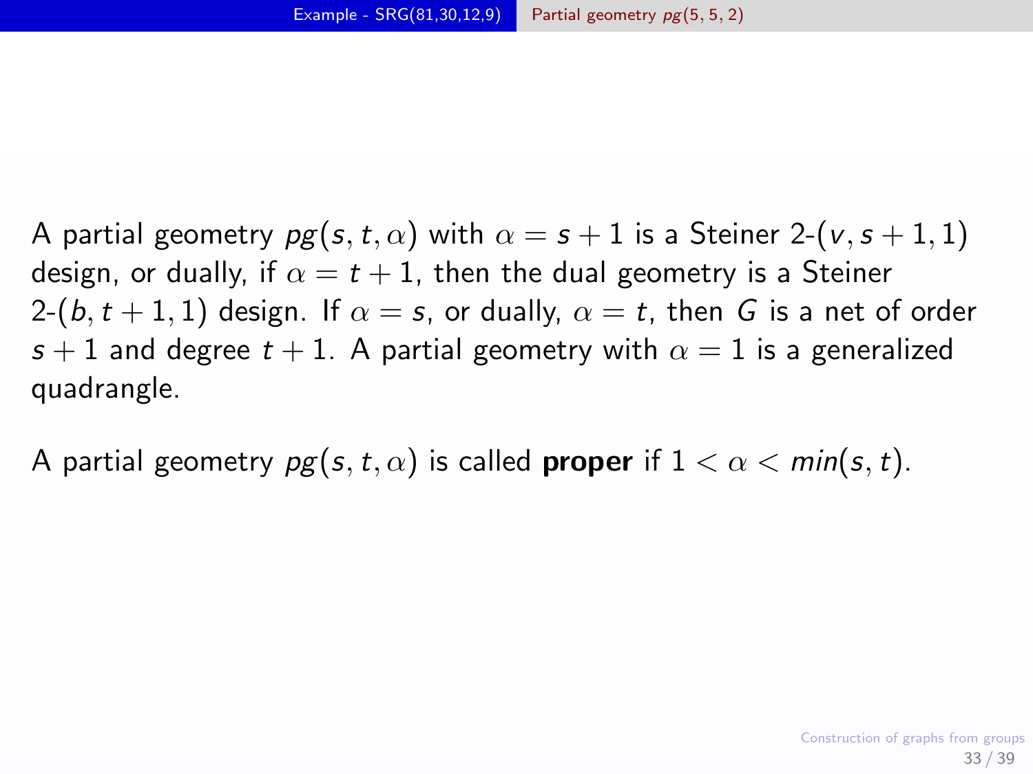A partial geometry $pg(s,t,\alpha)$ with $\alpha = s+1$ is a Steiner 2-$(v, s+1, 1)$ design, or dually, if $\alpha = t+1$, then the dual geometry is a Steiner 2-$(b, t+1, 1)$ design. If $\alpha = s$, or dually, $\alpha = t$, then $G$ is a net of order $s+1$ and degree $t+1$. A partial geometry with $\alpha = 1$ is a generalized quadrangle.

A partial geometry $pg(s,t,\alpha)$ is called **proper** if $1 < \alpha < min(s,t)$.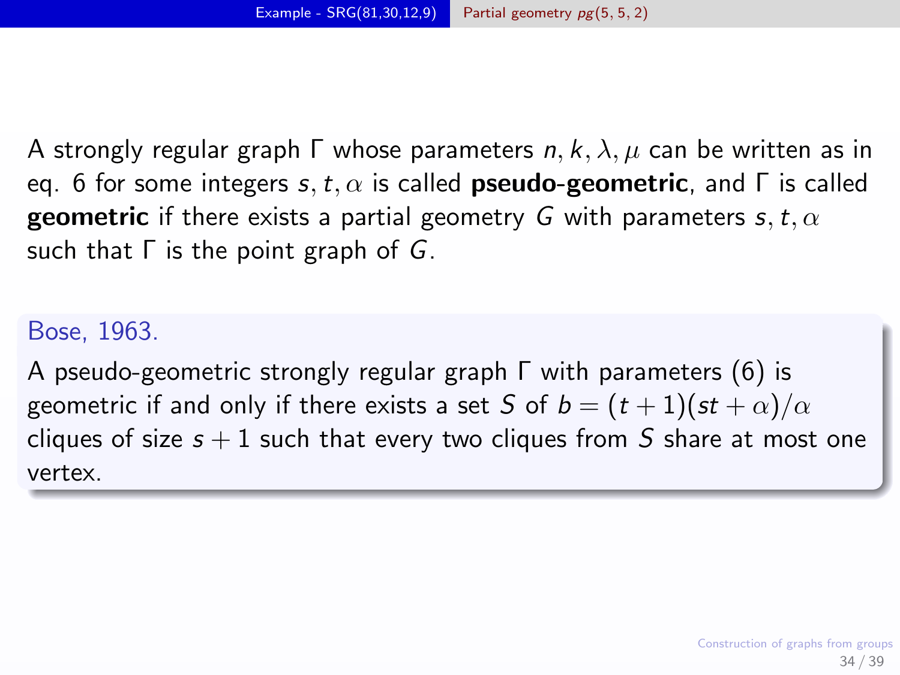A strongly regular graph $\Gamma$ whose parameters $n, k, \lambda, \mu$ can be written as in eq. 6 for some integers $s, t, \alpha$ is called **pseudo-geometric**, and $\Gamma$ is called **geometric** if there exists a partial geometry $G$ with parameters $s, t, \alpha$ such that $\Gamma$ is the point graph of $G$.

**Bose, 1963.**

A pseudo-geometric strongly regular graph $\Gamma$ with parameters (6) is geometric if and only if there exists a set $S$ of $b = (t+1)(st+\alpha)/\alpha$ cliques of size $s+1$ such that every two cliques from $S$ share at most one vertex.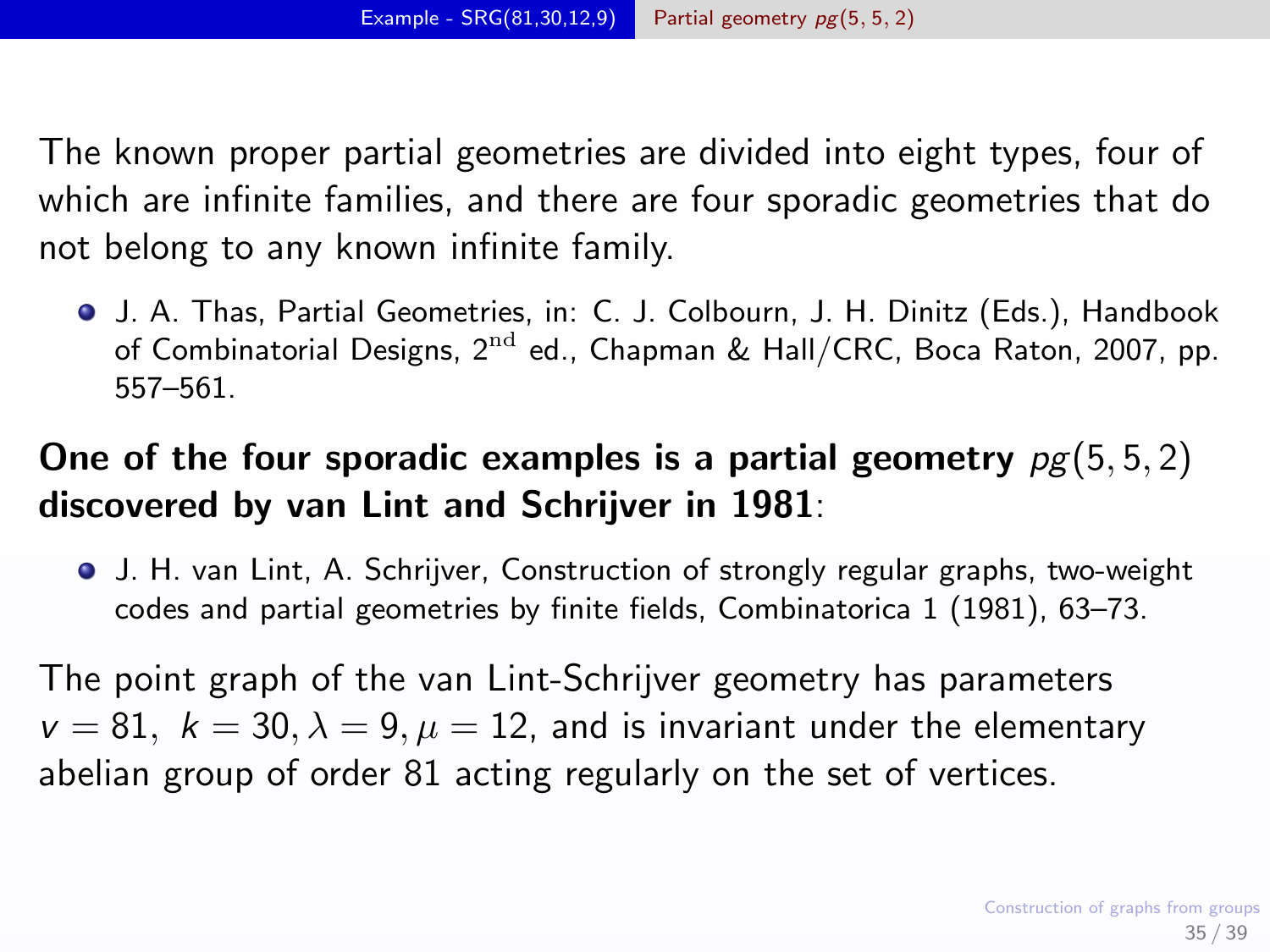The known proper partial geometries are divided into eight types, four of which are infinite families, and there are four sporadic geometries that do not belong to any known infinite family.

- J. A. Thas, Partial Geometries, in: C. J. Colbourn, J. H. Dinitz (Eds.), Handbook of Combinatorial Designs, $2^{\mathrm{nd}}$ ed., Chapman & Hall/CRC, Boca Raton, 2007, pp. 557–561.

**One of the four sporadic examples is a partial geometry $pg(5,5,2)$ discovered by van Lint and Schrijver in 1981**:

- J. H. van Lint, A. Schrijver, Construction of strongly regular graphs, two-weight codes and partial geometries by finite fields, Combinatorica 1 (1981), 63–73.

The point graph of the van Lint-Schrijver geometry has parameters $v = 81,\ k = 30, \lambda = 9, \mu = 12$, and is invariant under the elementary abelian group of order 81 acting regularly on the set of vertices.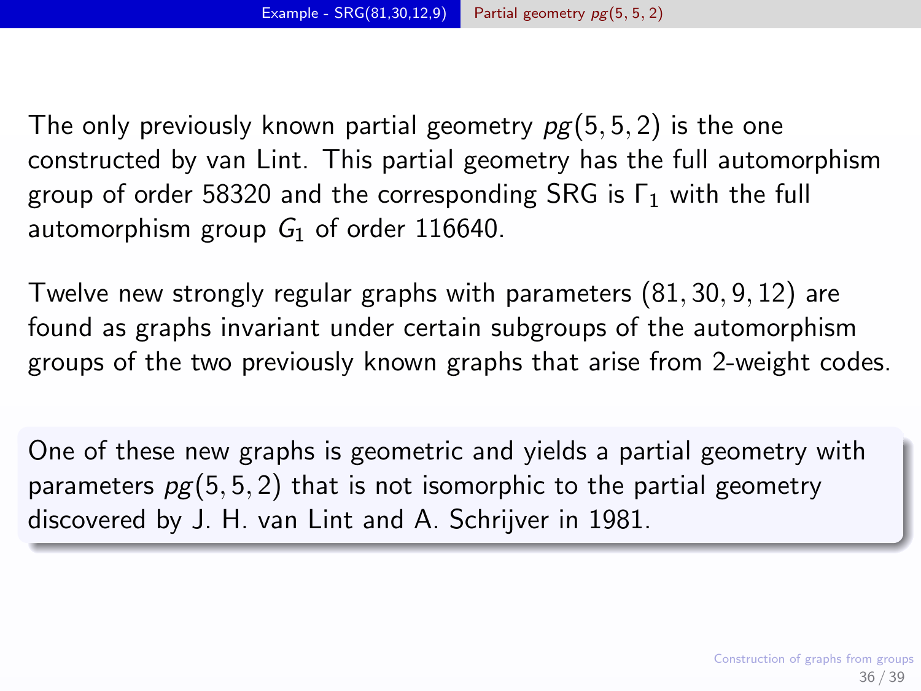The only previously known partial geometry $pg(5, 5, 2)$ is the one constructed by van Lint. This partial geometry has the full automorphism group of order 58320 and the corresponding SRG is $\Gamma_1$ with the full automorphism group $G_1$ of order 116640.

Twelve new strongly regular graphs with parameters $(81, 30, 9, 12)$ are found as graphs invariant under certain subgroups of the automorphism groups of the two previously known graphs that arise from 2-weight codes.

One of these new graphs is geometric and yields a partial geometry with parameters $pg(5, 5, 2)$ that is not isomorphic to the partial geometry discovered by J. H. van Lint and A. Schrijver in 1981.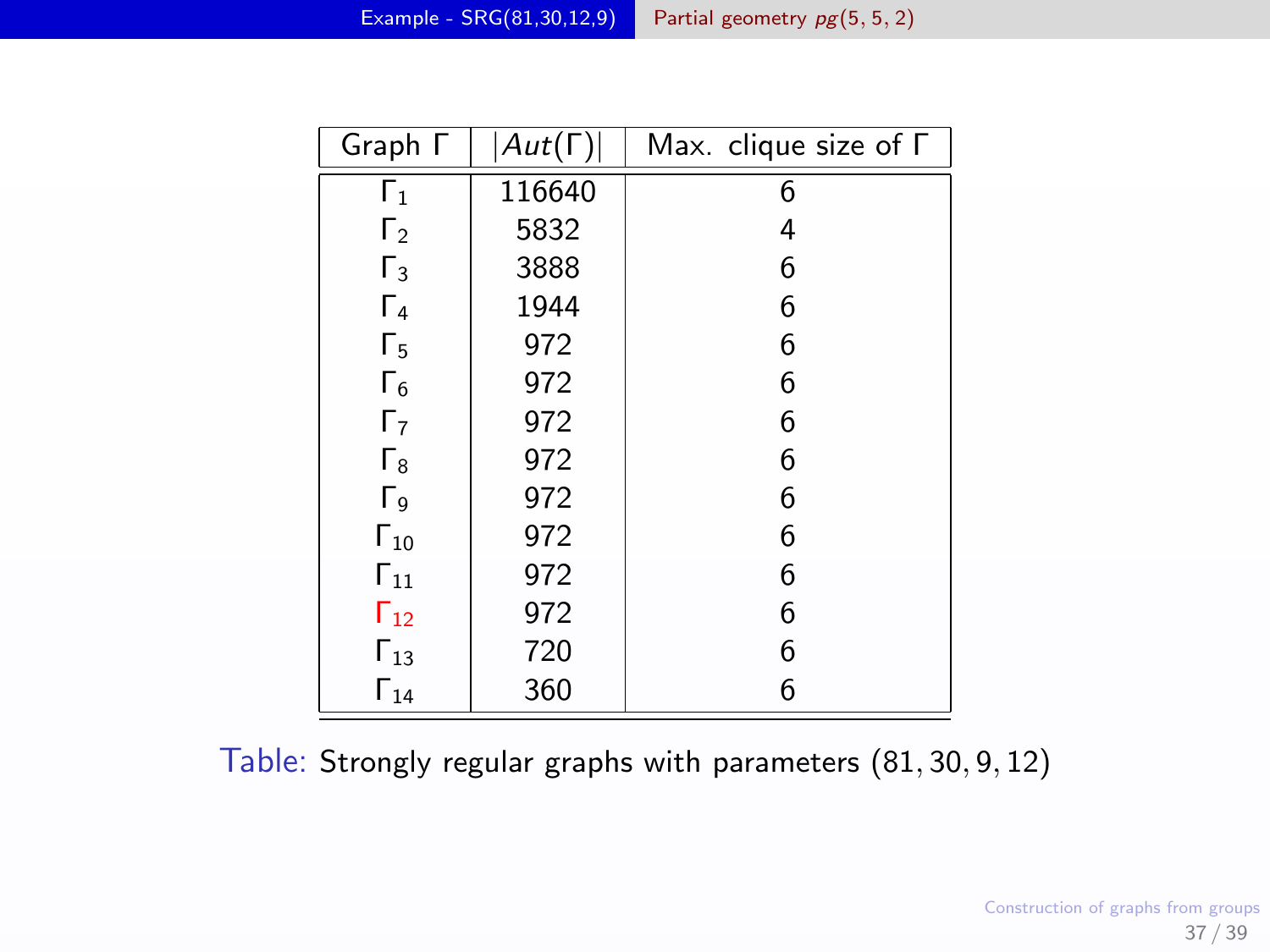| Graph $\Gamma$ | $\|Aut(\Gamma)\|$ | Max. clique size of $\Gamma$ |
|---|---|---|
| $\Gamma_1$ | 116640 | 6 |
| $\Gamma_2$ | 5832 | 4 |
| $\Gamma_3$ | 3888 | 6 |
| $\Gamma_4$ | 1944 | 6 |
| $\Gamma_5$ | 972 | 6 |
| $\Gamma_6$ | 972 | 6 |
| $\Gamma_7$ | 972 | 6 |
| $\Gamma_8$ | 972 | 6 |
| $\Gamma_9$ | 972 | 6 |
| $\Gamma_{10}$ | 972 | 6 |
| $\Gamma_{11}$ | 972 | 6 |
| $\Gamma_{12}$ | 972 | 6 |
| $\Gamma_{13}$ | 720 | 6 |
| $\Gamma_{14}$ | 360 | 6 |

Table: Strongly regular graphs with parameters $(81, 30, 9, 12)$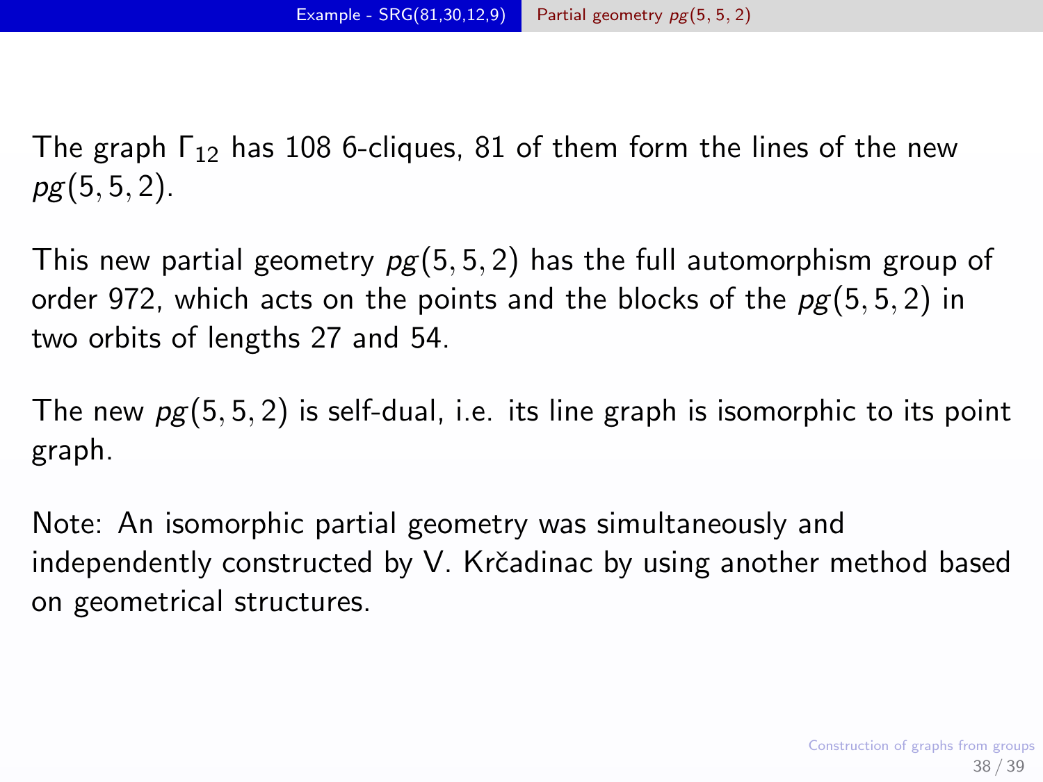The graph $\Gamma_{12}$ has 108 6-cliques, 81 of them form the lines of the new $pg(5,5,2)$.

This new partial geometry $pg(5,5,2)$ has the full automorphism group of order 972, which acts on the points and the blocks of the $pg(5,5,2)$ in two orbits of lengths 27 and 54.

The new $pg(5,5,2)$ is self-dual, i.e. its line graph is isomorphic to its point graph.

Note: An isomorphic partial geometry was simultaneously and independently constructed by V. Krčadinac by using another method based on geometrical structures.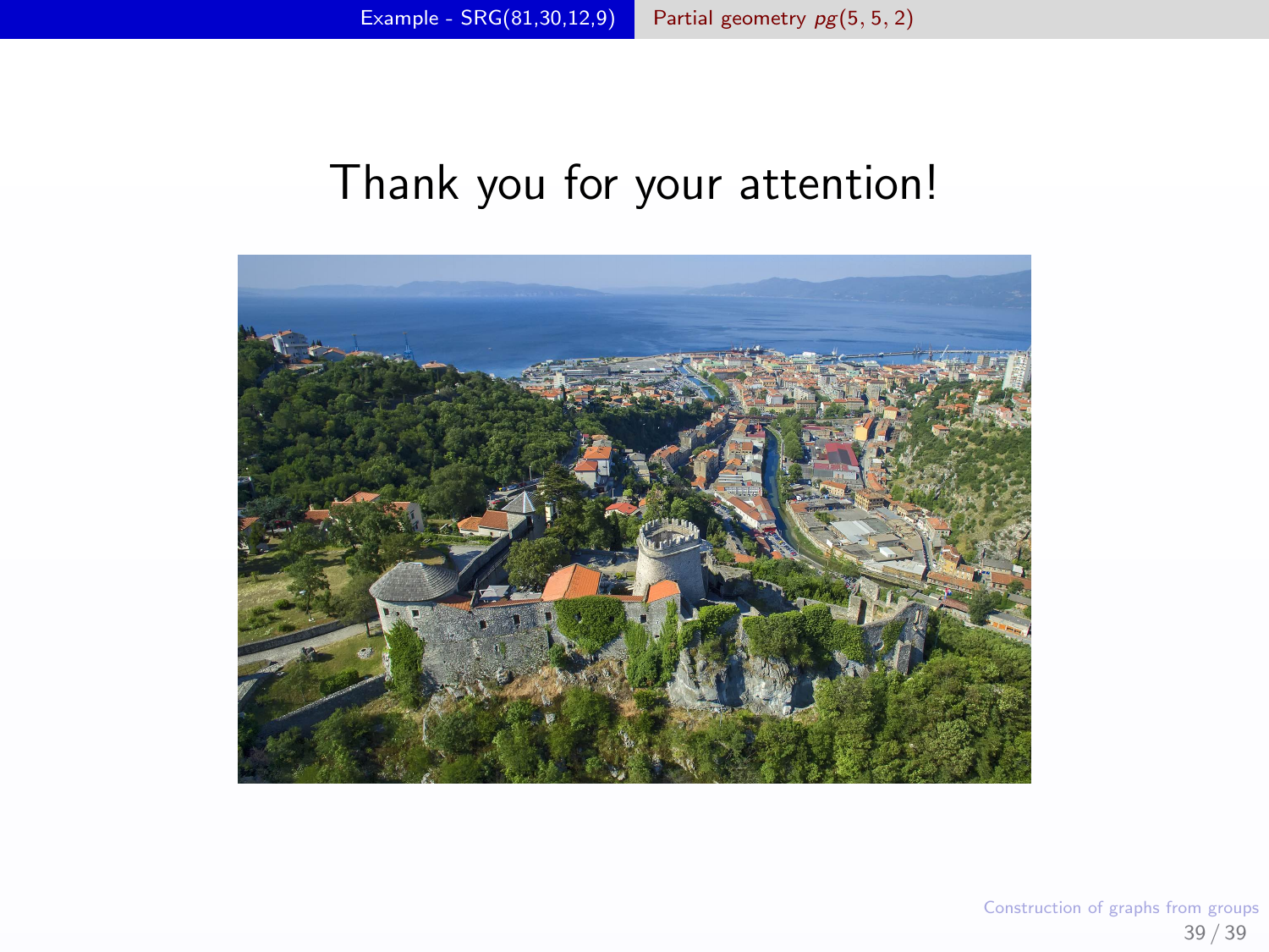Thank you for your attention!